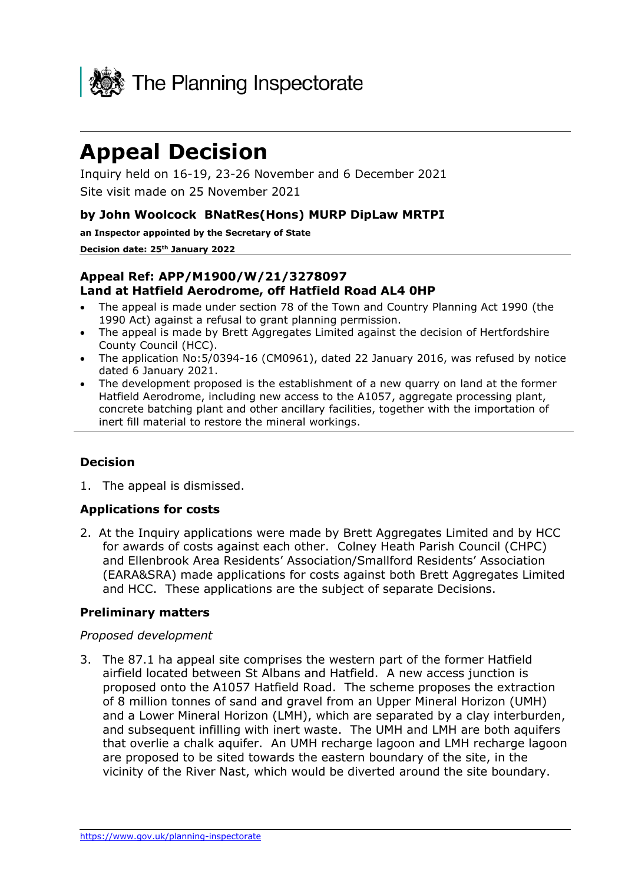The Planning Inspectorate

# Appeal Decision

Inquiry held on 16-19, 23-26 November and 6 December 2021

Site visit made on 25 November 2021

### by John Woolcock BNatRes(Hons) MURP DipLaw MRTPI

**an Inspector appointed by the Secretary of State**

**Decision date: 25th January 2022**

### Appeal Ref: APP/M1900/W/21/3278097
### Land at Hatfield Aerodrome, off Hatfield Road AL4 0HP

- The appeal is made under section 78 of the Town and Country Planning Act 1990 (the 1990 Act) against a refusal to grant planning permission.
- The appeal is made by Brett Aggregates Limited against the decision of Hertfordshire County Council (HCC).
- The application No:5/0394-16 (CM0961), dated 22 January 2016, was refused by notice dated 6 January 2021.
- The development proposed is the establishment of a new quarry on land at the former Hatfield Aerodrome, including new access to the A1057, aggregate processing plant, concrete batching plant and other ancillary facilities, together with the importation of inert fill material to restore the mineral workings.

## Decision

1. The appeal is dismissed.

## Applications for costs

2. At the Inquiry applications were made by Brett Aggregates Limited and by HCC for awards of costs against each other. Colney Heath Parish Council (CHPC) and Ellenbrook Area Residents' Association/Smallford Residents' Association (EARA&SRA) made applications for costs against both Brett Aggregates Limited and HCC. These applications are the subject of separate Decisions.

## Preliminary matters

*Proposed development*

3. The 87.1 ha appeal site comprises the western part of the former Hatfield airfield located between St Albans and Hatfield. A new access junction is proposed onto the A1057 Hatfield Road. The scheme proposes the extraction of 8 million tonnes of sand and gravel from an Upper Mineral Horizon (UMH) and a Lower Mineral Horizon (LMH), which are separated by a clay interburden, and subsequent infilling with inert waste. The UMH and LMH are both aquifers that overlie a chalk aquifer. An UMH recharge lagoon and LMH recharge lagoon are proposed to be sited towards the eastern boundary of the site, in the vicinity of the River Nast, which would be diverted around the site boundary.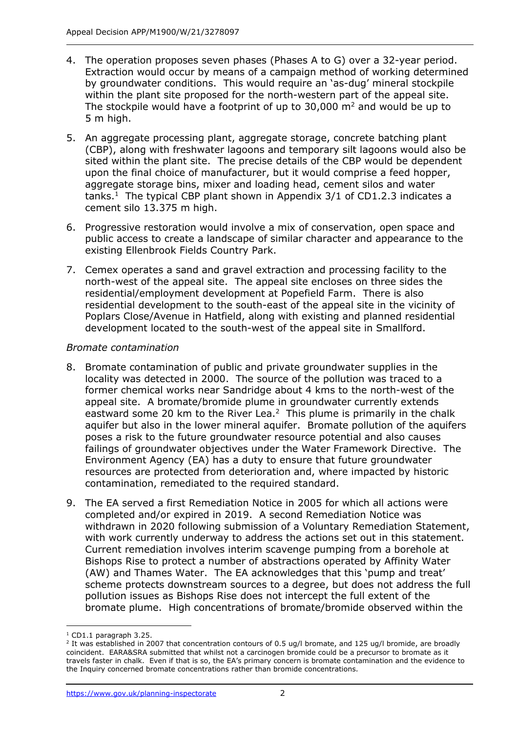4. The operation proposes seven phases (Phases A to G) over a 32-year period. Extraction would occur by means of a campaign method of working determined by groundwater conditions. This would require an 'as-dug' mineral stockpile within the plant site proposed for the north-western part of the appeal site. The stockpile would have a footprint of up to 30,000 $m^2$ and would be up to 5 m high.

5. An aggregate processing plant, aggregate storage, concrete batching plant (CBP), along with freshwater lagoons and temporary silt lagoons would also be sited within the plant site. The precise details of the CBP would be dependent upon the final choice of manufacturer, but it would comprise a feed hopper, aggregate storage bins, mixer and loading head, cement silos and water tanks.[1] The typical CBP plant shown in Appendix 3/1 of CD1.2.3 indicates a cement silo 13.375 m high.

6. Progressive restoration would involve a mix of conservation, open space and public access to create a landscape of similar character and appearance to the existing Ellenbrook Fields Country Park.

7. Cemex operates a sand and gravel extraction and processing facility to the north-west of the appeal site. The appeal site encloses on three sides the residential/employment development at Popefield Farm. There is also residential development to the south-east of the appeal site in the vicinity of Poplars Close/Avenue in Hatfield, along with existing and planned residential development located to the south-west of the appeal site in Smallford.

*Bromate contamination*

8. Bromate contamination of public and private groundwater supplies in the locality was detected in 2000. The source of the pollution was traced to a former chemical works near Sandridge about 4 kms to the north-west of the appeal site. A bromate/bromide plume in groundwater currently extends eastward some 20 km to the River Lea.[2] This plume is primarily in the chalk aquifer but also in the lower mineral aquifer. Bromate pollution of the aquifers poses a risk to the future groundwater resource potential and also causes failings of groundwater objectives under the Water Framework Directive. The Environment Agency (EA) has a duty to ensure that future groundwater resources are protected from deterioration and, where impacted by historic contamination, remediated to the required standard.

9. The EA served a first Remediation Notice in 2005 for which all actions were completed and/or expired in 2019. A second Remediation Notice was withdrawn in 2020 following submission of a Voluntary Remediation Statement, with work currently underway to address the actions set out in this statement. Current remediation involves interim scavenge pumping from a borehole at Bishops Rise to protect a number of abstractions operated by Affinity Water (AW) and Thames Water. The EA acknowledges that this 'pump and treat' scheme protects downstream sources to a degree, but does not address the full pollution issues as Bishops Rise does not intercept the full extent of the bromate plume. High concentrations of bromate/bromide observed within the

[1] CD1.1 paragraph 3.25.

[2] It was established in 2007 that concentration contours of 0.5 ug/l bromate, and 125 ug/l bromide, are broadly coincident. EARA&SRA submitted that whilst not a carcinogen bromide could be a precursor to bromate as it travels faster in chalk. Even if that is so, the EA's primary concern is bromate contamination and the evidence to the Inquiry concerned bromate concentrations rather than bromide concentrations.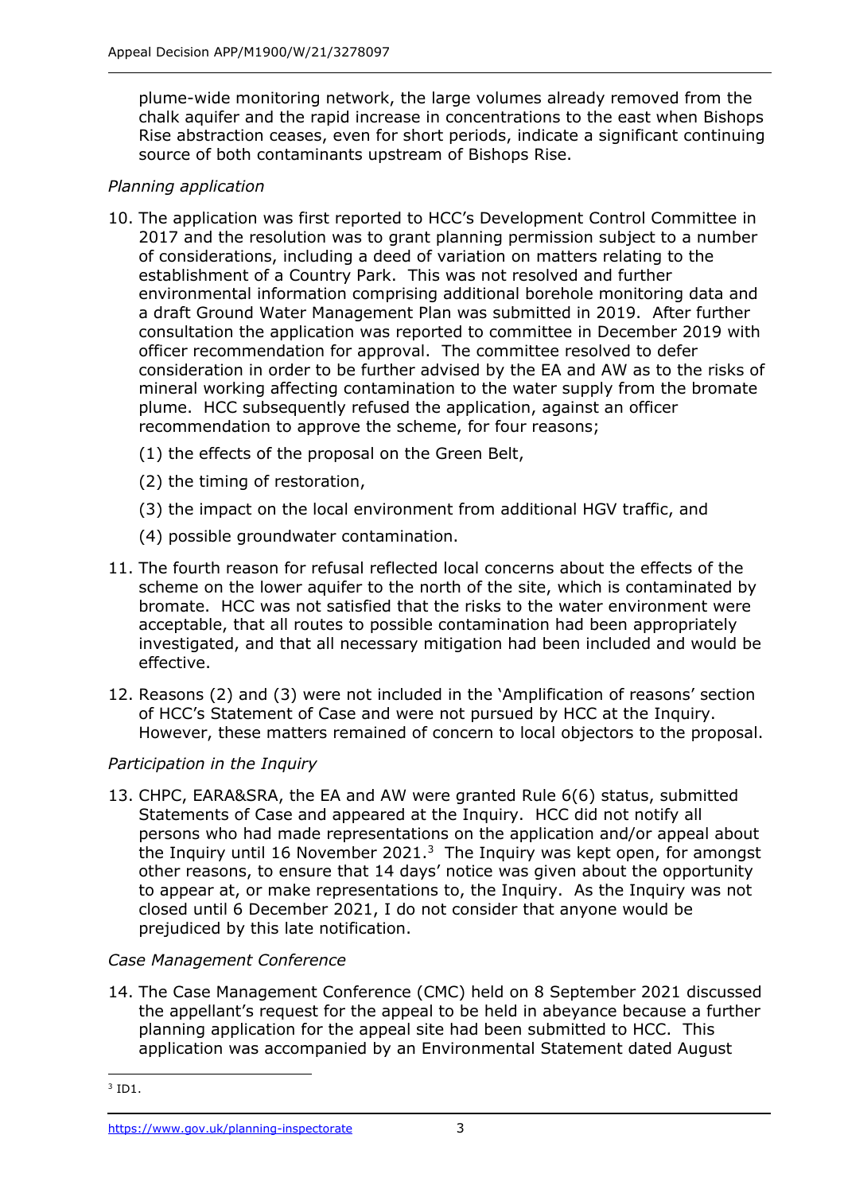plume-wide monitoring network, the large volumes already removed from the chalk aquifer and the rapid increase in concentrations to the east when Bishops Rise abstraction ceases, even for short periods, indicate a significant continuing source of both contaminants upstream of Bishops Rise.

*Planning application*

10. The application was first reported to HCC's Development Control Committee in 2017 and the resolution was to grant planning permission subject to a number of considerations, including a deed of variation on matters relating to the establishment of a Country Park. This was not resolved and further environmental information comprising additional borehole monitoring data and a draft Ground Water Management Plan was submitted in 2019. After further consultation the application was reported to committee in December 2019 with officer recommendation for approval. The committee resolved to defer consideration in order to be further advised by the EA and AW as to the risks of mineral working affecting contamination to the water supply from the bromate plume. HCC subsequently refused the application, against an officer recommendation to approve the scheme, for four reasons;

    (1) the effects of the proposal on the Green Belt,

    (2) the timing of restoration,

    (3) the impact on the local environment from additional HGV traffic, and

    (4) possible groundwater contamination.

11. The fourth reason for refusal reflected local concerns about the effects of the scheme on the lower aquifer to the north of the site, which is contaminated by bromate. HCC was not satisfied that the risks to the water environment were acceptable, that all routes to possible contamination had been appropriately investigated, and that all necessary mitigation had been included and would be effective.

12. Reasons (2) and (3) were not included in the 'Amplification of reasons' section of HCC's Statement of Case and were not pursued by HCC at the Inquiry. However, these matters remained of concern to local objectors to the proposal.

*Participation in the Inquiry*

13. CHPC, EARA&SRA, the EA and AW were granted Rule 6(6) status, submitted Statements of Case and appeared at the Inquiry. HCC did not notify all persons who had made representations on the application and/or appeal about the Inquiry until 16 November 2021.[3] The Inquiry was kept open, for amongst other reasons, to ensure that 14 days' notice was given about the opportunity to appear at, or make representations to, the Inquiry. As the Inquiry was not closed until 6 December 2021, I do not consider that anyone would be prejudiced by this late notification.

*Case Management Conference*

14. The Case Management Conference (CMC) held on 8 September 2021 discussed the appellant's request for the appeal to be held in abeyance because a further planning application for the appeal site had been submitted to HCC. This application was accompanied by an Environmental Statement dated August

[3] ID1.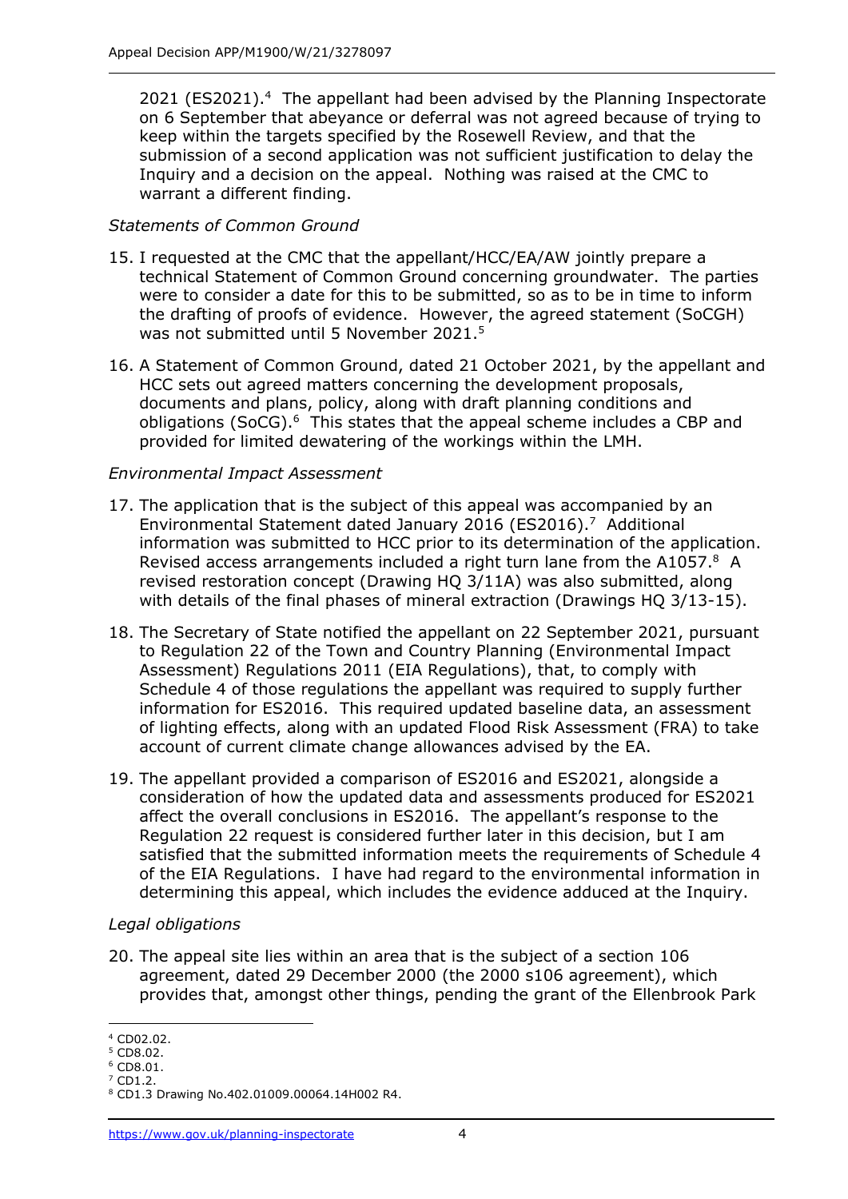2021 (ES2021).[4] The appellant had been advised by the Planning Inspectorate on 6 September that abeyance or deferral was not agreed because of trying to keep within the targets specified by the Rosewell Review, and that the submission of a second application was not sufficient justification to delay the Inquiry and a decision on the appeal. Nothing was raised at the CMC to warrant a different finding.

*Statements of Common Ground*

15. I requested at the CMC that the appellant/HCC/EA/AW jointly prepare a technical Statement of Common Ground concerning groundwater. The parties were to consider a date for this to be submitted, so as to be in time to inform the drafting of proofs of evidence. However, the agreed statement (SoCGH) was not submitted until 5 November 2021.[5]

16. A Statement of Common Ground, dated 21 October 2021, by the appellant and HCC sets out agreed matters concerning the development proposals, documents and plans, policy, along with draft planning conditions and obligations (SoCG).[6] This states that the appeal scheme includes a CBP and provided for limited dewatering of the workings within the LMH.

*Environmental Impact Assessment*

17. The application that is the subject of this appeal was accompanied by an Environmental Statement dated January 2016 (ES2016).[7] Additional information was submitted to HCC prior to its determination of the application. Revised access arrangements included a right turn lane from the A1057.[8] A revised restoration concept (Drawing HQ 3/11A) was also submitted, along with details of the final phases of mineral extraction (Drawings HQ 3/13-15).

18. The Secretary of State notified the appellant on 22 September 2021, pursuant to Regulation 22 of the Town and Country Planning (Environmental Impact Assessment) Regulations 2011 (EIA Regulations), that, to comply with Schedule 4 of those regulations the appellant was required to supply further information for ES2016. This required updated baseline data, an assessment of lighting effects, along with an updated Flood Risk Assessment (FRA) to take account of current climate change allowances advised by the EA.

19. The appellant provided a comparison of ES2016 and ES2021, alongside a consideration of how the updated data and assessments produced for ES2021 affect the overall conclusions in ES2016. The appellant's response to the Regulation 22 request is considered further later in this decision, but I am satisfied that the submitted information meets the requirements of Schedule 4 of the EIA Regulations. I have had regard to the environmental information in determining this appeal, which includes the evidence adduced at the Inquiry.

*Legal obligations*

20. The appeal site lies within an area that is the subject of a section 106 agreement, dated 29 December 2000 (the 2000 s106 agreement), which provides that, amongst other things, pending the grant of the Ellenbrook Park

---

[4] CD02.02.

[5] CD8.02.

[6] CD8.01.

[7] CD1.2.

[8] CD1.3 Drawing No.402.01009.00064.14H002 R4.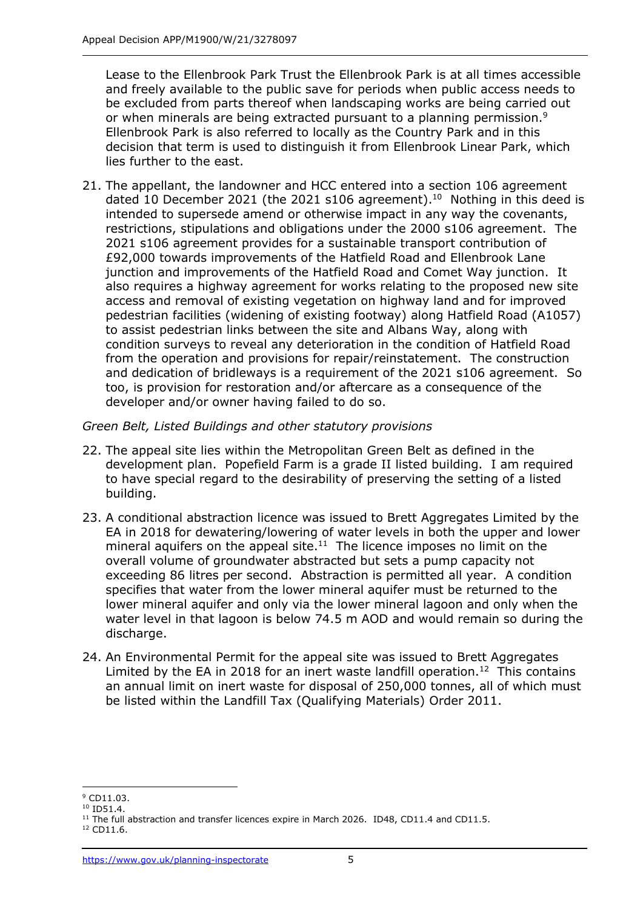Lease to the Ellenbrook Park Trust the Ellenbrook Park is at all times accessible and freely available to the public save for periods when public access needs to be excluded from parts thereof when landscaping works are being carried out or when minerals are being extracted pursuant to a planning permission.[9] Ellenbrook Park is also referred to locally as the Country Park and in this decision that term is used to distinguish it from Ellenbrook Linear Park, which lies further to the east.

21. The appellant, the landowner and HCC entered into a section 106 agreement dated 10 December 2021 (the 2021 s106 agreement).[10] Nothing in this deed is intended to supersede amend or otherwise impact in any way the covenants, restrictions, stipulations and obligations under the 2000 s106 agreement. The 2021 s106 agreement provides for a sustainable transport contribution of £92,000 towards improvements of the Hatfield Road and Ellenbrook Lane junction and improvements of the Hatfield Road and Comet Way junction. It also requires a highway agreement for works relating to the proposed new site access and removal of existing vegetation on highway land and for improved pedestrian facilities (widening of existing footway) along Hatfield Road (A1057) to assist pedestrian links between the site and Albans Way, along with condition surveys to reveal any deterioration in the condition of Hatfield Road from the operation and provisions for repair/reinstatement. The construction and dedication of bridleways is a requirement of the 2021 s106 agreement. So too, is provision for restoration and/or aftercare as a consequence of the developer and/or owner having failed to do so.

*Green Belt, Listed Buildings and other statutory provisions*

22. The appeal site lies within the Metropolitan Green Belt as defined in the development plan. Popefield Farm is a grade II listed building. I am required to have special regard to the desirability of preserving the setting of a listed building.

23. A conditional abstraction licence was issued to Brett Aggregates Limited by the EA in 2018 for dewatering/lowering of water levels in both the upper and lower mineral aquifers on the appeal site.[11] The licence imposes no limit on the overall volume of groundwater abstracted but sets a pump capacity not exceeding 86 litres per second. Abstraction is permitted all year. A condition specifies that water from the lower mineral aquifer must be returned to the lower mineral aquifer and only via the lower mineral lagoon and only when the water level in that lagoon is below 74.5 m AOD and would remain so during the discharge.

24. An Environmental Permit for the appeal site was issued to Brett Aggregates Limited by the EA in 2018 for an inert waste landfill operation.[12] This contains an annual limit on inert waste for disposal of 250,000 tonnes, all of which must be listed within the Landfill Tax (Qualifying Materials) Order 2011.

---

[9] CD11.03.

[10] ID51.4.

[11] The full abstraction and transfer licences expire in March 2026. ID48, CD11.4 and CD11.5.

[12] CD11.6.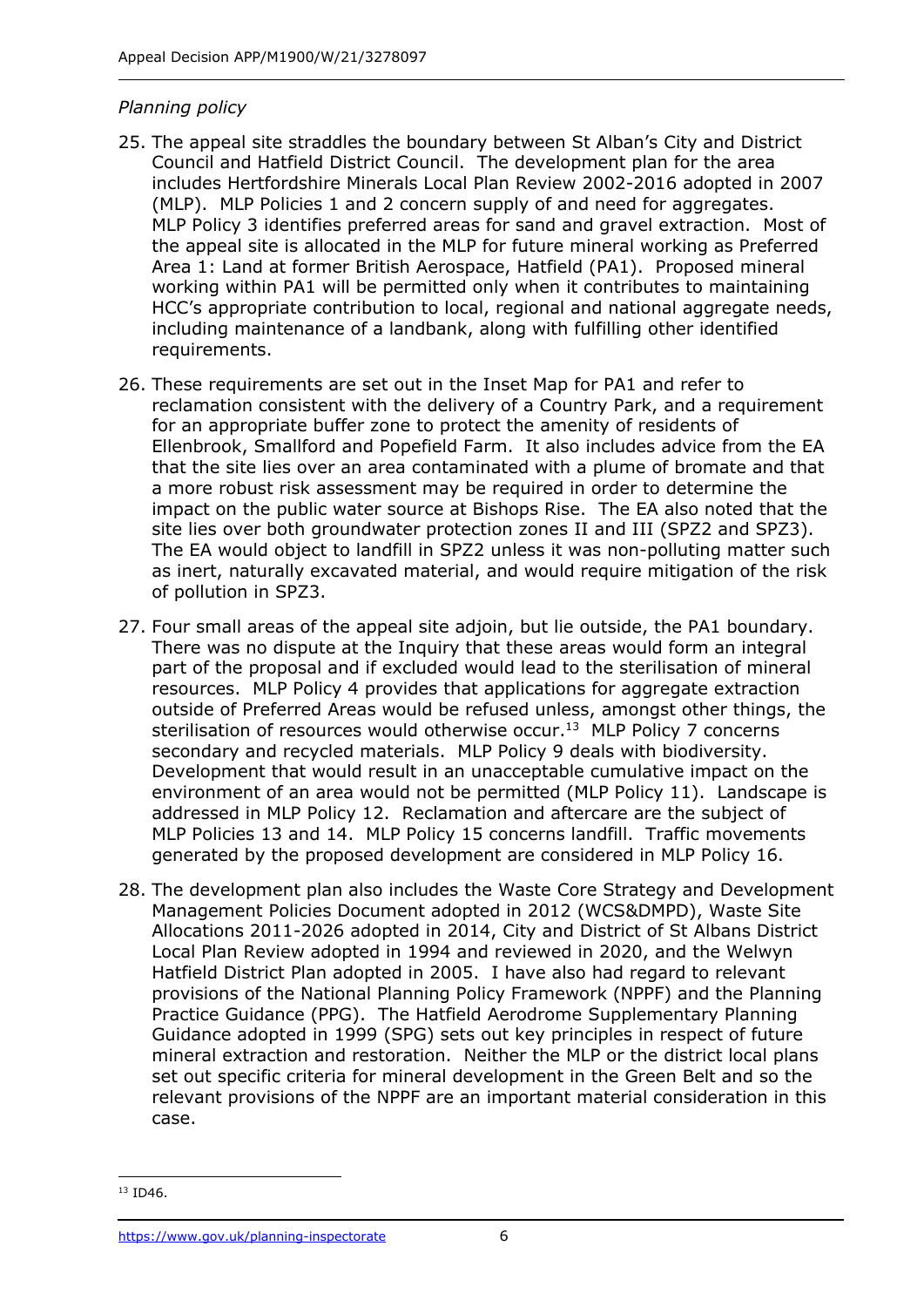*Planning policy*

25. The appeal site straddles the boundary between St Alban's City and District Council and Hatfield District Council. The development plan for the area includes Hertfordshire Minerals Local Plan Review 2002-2016 adopted in 2007 (MLP). MLP Policies 1 and 2 concern supply of and need for aggregates. MLP Policy 3 identifies preferred areas for sand and gravel extraction. Most of the appeal site is allocated in the MLP for future mineral working as Preferred Area 1: Land at former British Aerospace, Hatfield (PA1). Proposed mineral working within PA1 will be permitted only when it contributes to maintaining HCC's appropriate contribution to local, regional and national aggregate needs, including maintenance of a landbank, along with fulfilling other identified requirements.

26. These requirements are set out in the Inset Map for PA1 and refer to reclamation consistent with the delivery of a Country Park, and a requirement for an appropriate buffer zone to protect the amenity of residents of Ellenbrook, Smallford and Popefield Farm. It also includes advice from the EA that the site lies over an area contaminated with a plume of bromate and that a more robust risk assessment may be required in order to determine the impact on the public water source at Bishops Rise. The EA also noted that the site lies over both groundwater protection zones II and III (SPZ2 and SPZ3). The EA would object to landfill in SPZ2 unless it was non-polluting matter such as inert, naturally excavated material, and would require mitigation of the risk of pollution in SPZ3.

27. Four small areas of the appeal site adjoin, but lie outside, the PA1 boundary. There was no dispute at the Inquiry that these areas would form an integral part of the proposal and if excluded would lead to the sterilisation of mineral resources. MLP Policy 4 provides that applications for aggregate extraction outside of Preferred Areas would be refused unless, amongst other things, the sterilisation of resources would otherwise occur.[13] MLP Policy 7 concerns secondary and recycled materials. MLP Policy 9 deals with biodiversity. Development that would result in an unacceptable cumulative impact on the environment of an area would not be permitted (MLP Policy 11). Landscape is addressed in MLP Policy 12. Reclamation and aftercare are the subject of MLP Policies 13 and 14. MLP Policy 15 concerns landfill. Traffic movements generated by the proposed development are considered in MLP Policy 16.

28. The development plan also includes the Waste Core Strategy and Development Management Policies Document adopted in 2012 (WCS&DMPD), Waste Site Allocations 2011-2026 adopted in 2014, City and District of St Albans District Local Plan Review adopted in 1994 and reviewed in 2020, and the Welwyn Hatfield District Plan adopted in 2005. I have also had regard to relevant provisions of the National Planning Policy Framework (NPPF) and the Planning Practice Guidance (PPG). The Hatfield Aerodrome Supplementary Planning Guidance adopted in 1999 (SPG) sets out key principles in respect of future mineral extraction and restoration. Neither the MLP or the district local plans set out specific criteria for mineral development in the Green Belt and so the relevant provisions of the NPPF are an important material consideration in this case.

[13] ID46.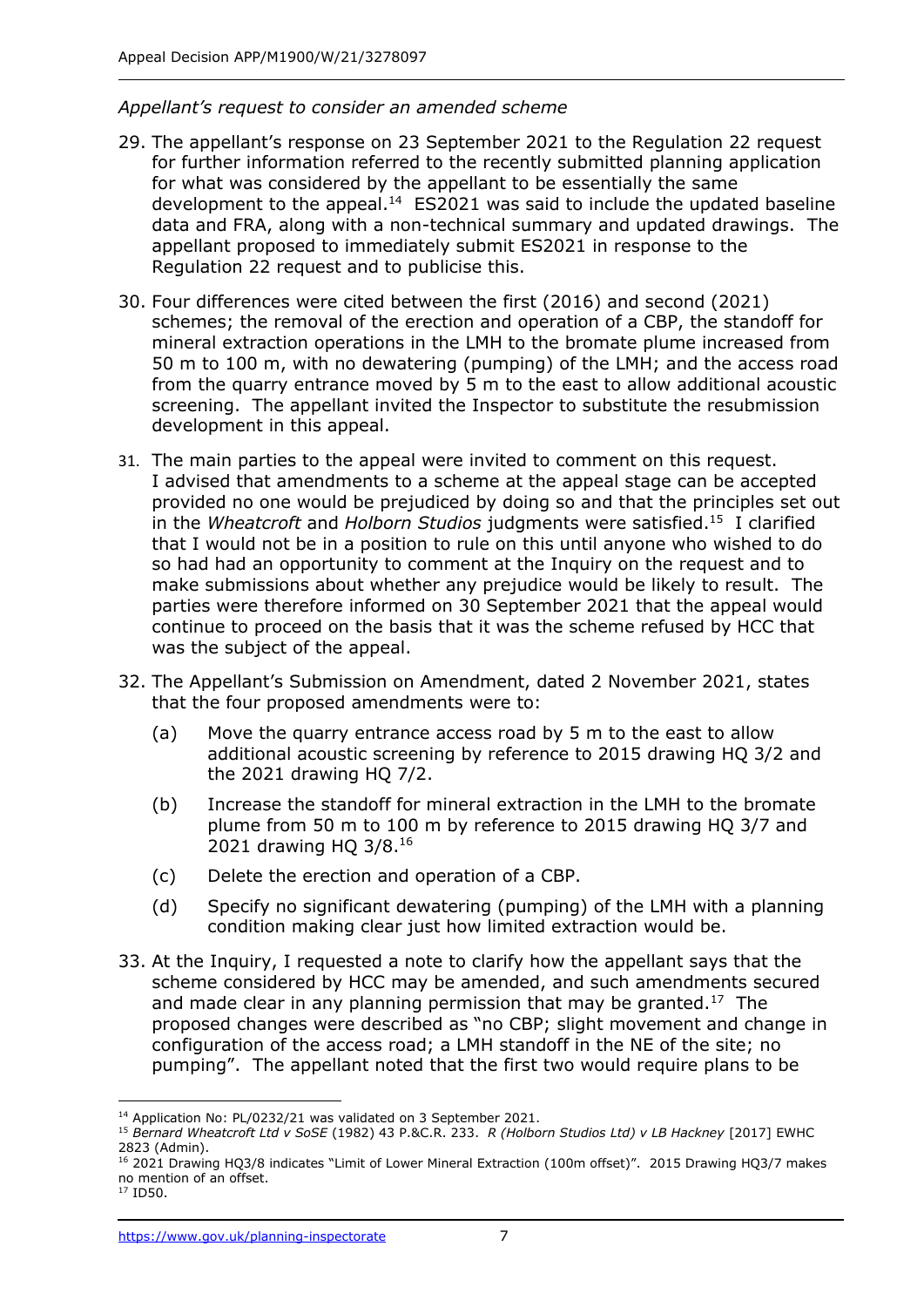*Appellant's request to consider an amended scheme*

29. The appellant's response on 23 September 2021 to the Regulation 22 request for further information referred to the recently submitted planning application for what was considered by the appellant to be essentially the same development to the appeal.[14] ES2021 was said to include the updated baseline data and FRA, along with a non-technical summary and updated drawings. The appellant proposed to immediately submit ES2021 in response to the Regulation 22 request and to publicise this.

30. Four differences were cited between the first (2016) and second (2021) schemes; the removal of the erection and operation of a CBP, the standoff for mineral extraction operations in the LMH to the bromate plume increased from 50 m to 100 m, with no dewatering (pumping) of the LMH; and the access road from the quarry entrance moved by 5 m to the east to allow additional acoustic screening. The appellant invited the Inspector to substitute the resubmission development in this appeal.

31. The main parties to the appeal were invited to comment on this request. I advised that amendments to a scheme at the appeal stage can be accepted provided no one would be prejudiced by doing so and that the principles set out in the *Wheatcroft* and *Holborn Studios* judgments were satisfied.[15] I clarified that I would not be in a position to rule on this until anyone who wished to do so had had an opportunity to comment at the Inquiry on the request and to make submissions about whether any prejudice would be likely to result. The parties were therefore informed on 30 September 2021 that the appeal would continue to proceed on the basis that it was the scheme refused by HCC that was the subject of the appeal.

32. The Appellant's Submission on Amendment, dated 2 November 2021, states that the four proposed amendments were to:

    (a) Move the quarry entrance access road by 5 m to the east to allow additional acoustic screening by reference to 2015 drawing HQ 3/2 and the 2021 drawing HQ 7/2.

    (b) Increase the standoff for mineral extraction in the LMH to the bromate plume from 50 m to 100 m by reference to 2015 drawing HQ 3/7 and 2021 drawing HQ 3/8.[16]

    (c) Delete the erection and operation of a CBP.

    (d) Specify no significant dewatering (pumping) of the LMH with a planning condition making clear just how limited extraction would be.

33. At the Inquiry, I requested a note to clarify how the appellant says that the scheme considered by HCC may be amended, and such amendments secured and made clear in any planning permission that may be granted.[17] The proposed changes were described as "no CBP; slight movement and change in configuration of the access road; a LMH standoff in the NE of the site; no pumping". The appellant noted that the first two would require plans to be

---

[14] Application No: PL/0232/21 was validated on 3 September 2021.

[15] *Bernard Wheatcroft Ltd v SoSE* (1982) 43 P.&C.R. 233. *R (Holborn Studios Ltd) v LB Hackney* [2017] EWHC 2823 (Admin).

[16] 2021 Drawing HQ3/8 indicates "Limit of Lower Mineral Extraction (100m offset)". 2015 Drawing HQ3/7 makes no mention of an offset.

[17] ID50.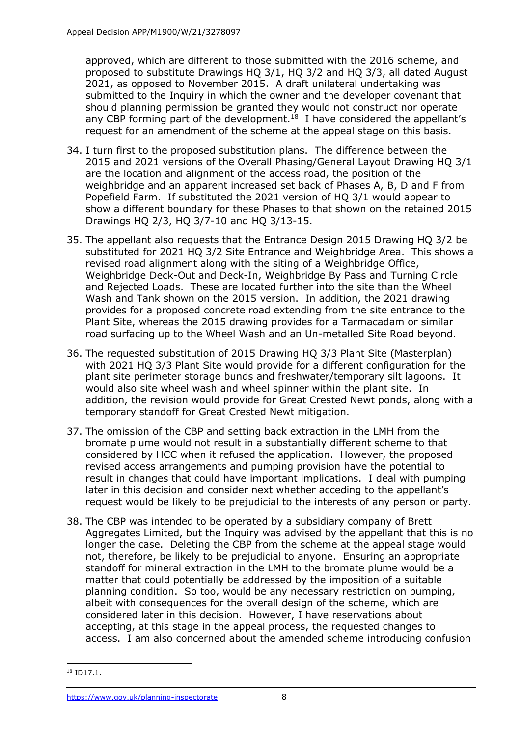approved, which are different to those submitted with the 2016 scheme, and proposed to substitute Drawings HQ 3/1, HQ 3/2 and HQ 3/3, all dated August 2021, as opposed to November 2015. A draft unilateral undertaking was submitted to the Inquiry in which the owner and the developer covenant that should planning permission be granted they would not construct nor operate any CBP forming part of the development.[18] I have considered the appellant's request for an amendment of the scheme at the appeal stage on this basis.

34. I turn first to the proposed substitution plans. The difference between the 2015 and 2021 versions of the Overall Phasing/General Layout Drawing HQ 3/1 are the location and alignment of the access road, the position of the weighbridge and an apparent increased set back of Phases A, B, D and F from Popefield Farm. If substituted the 2021 version of HQ 3/1 would appear to show a different boundary for these Phases to that shown on the retained 2015 Drawings HQ 2/3, HQ 3/7-10 and HQ 3/13-15.

35. The appellant also requests that the Entrance Design 2015 Drawing HQ 3/2 be substituted for 2021 HQ 3/2 Site Entrance and Weighbridge Area. This shows a revised road alignment along with the siting of a Weighbridge Office, Weighbridge Deck-Out and Deck-In, Weighbridge By Pass and Turning Circle and Rejected Loads. These are located further into the site than the Wheel Wash and Tank shown on the 2015 version. In addition, the 2021 drawing provides for a proposed concrete road extending from the site entrance to the Plant Site, whereas the 2015 drawing provides for a Tarmacadam or similar road surfacing up to the Wheel Wash and an Un-metalled Site Road beyond.

36. The requested substitution of 2015 Drawing HQ 3/3 Plant Site (Masterplan) with 2021 HQ 3/3 Plant Site would provide for a different configuration for the plant site perimeter storage bunds and freshwater/temporary silt lagoons. It would also site wheel wash and wheel spinner within the plant site. In addition, the revision would provide for Great Crested Newt ponds, along with a temporary standoff for Great Crested Newt mitigation.

37. The omission of the CBP and setting back extraction in the LMH from the bromate plume would not result in a substantially different scheme to that considered by HCC when it refused the application. However, the proposed revised access arrangements and pumping provision have the potential to result in changes that could have important implications. I deal with pumping later in this decision and consider next whether acceding to the appellant's request would be likely to be prejudicial to the interests of any person or party.

38. The CBP was intended to be operated by a subsidiary company of Brett Aggregates Limited, but the Inquiry was advised by the appellant that this is no longer the case. Deleting the CBP from the scheme at the appeal stage would not, therefore, be likely to be prejudicial to anyone. Ensuring an appropriate standoff for mineral extraction in the LMH to the bromate plume would be a matter that could potentially be addressed by the imposition of a suitable planning condition. So too, would be any necessary restriction on pumping, albeit with consequences for the overall design of the scheme, which are considered later in this decision. However, I have reservations about accepting, at this stage in the appeal process, the requested changes to access. I am also concerned about the amended scheme introducing confusion

[18] ID17.1.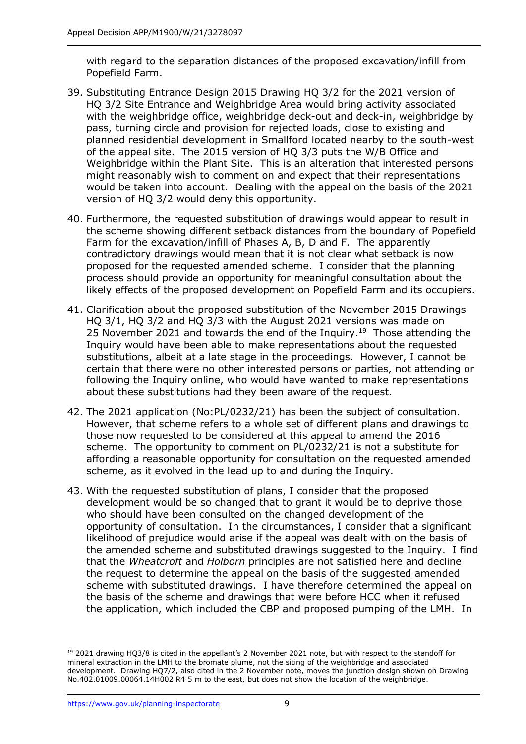with regard to the separation distances of the proposed excavation/infill from Popefield Farm.

39. Substituting Entrance Design 2015 Drawing HQ 3/2 for the 2021 version of HQ 3/2 Site Entrance and Weighbridge Area would bring activity associated with the weighbridge office, weighbridge deck-out and deck-in, weighbridge by pass, turning circle and provision for rejected loads, close to existing and planned residential development in Smallford located nearby to the south-west of the appeal site. The 2015 version of HQ 3/3 puts the W/B Office and Weighbridge within the Plant Site. This is an alteration that interested persons might reasonably wish to comment on and expect that their representations would be taken into account. Dealing with the appeal on the basis of the 2021 version of HQ 3/2 would deny this opportunity.

40. Furthermore, the requested substitution of drawings would appear to result in the scheme showing different setback distances from the boundary of Popefield Farm for the excavation/infill of Phases A, B, D and F. The apparently contradictory drawings would mean that it is not clear what setback is now proposed for the requested amended scheme. I consider that the planning process should provide an opportunity for meaningful consultation about the likely effects of the proposed development on Popefield Farm and its occupiers.

41. Clarification about the proposed substitution of the November 2015 Drawings HQ 3/1, HQ 3/2 and HQ 3/3 with the August 2021 versions was made on 25 November 2021 and towards the end of the Inquiry.[19] Those attending the Inquiry would have been able to make representations about the requested substitutions, albeit at a late stage in the proceedings. However, I cannot be certain that there were no other interested persons or parties, not attending or following the Inquiry online, who would have wanted to make representations about these substitutions had they been aware of the request.

42. The 2021 application (No:PL/0232/21) has been the subject of consultation. However, that scheme refers to a whole set of different plans and drawings to those now requested to be considered at this appeal to amend the 2016 scheme. The opportunity to comment on PL/0232/21 is not a substitute for affording a reasonable opportunity for consultation on the requested amended scheme, as it evolved in the lead up to and during the Inquiry.

43. With the requested substitution of plans, I consider that the proposed development would be so changed that to grant it would be to deprive those who should have been consulted on the changed development of the opportunity of consultation. In the circumstances, I consider that a significant likelihood of prejudice would arise if the appeal was dealt with on the basis of the amended scheme and substituted drawings suggested to the Inquiry. I find that the *Wheatcroft* and *Holborn* principles are not satisfied here and decline the request to determine the appeal on the basis of the suggested amended scheme with substituted drawings. I have therefore determined the appeal on the basis of the scheme and drawings that were before HCC when it refused the application, which included the CBP and proposed pumping of the LMH. In

[19] 2021 drawing HQ3/8 is cited in the appellant's 2 November 2021 note, but with respect to the standoff for mineral extraction in the LMH to the bromate plume, not the siting of the weighbridge and associated development. Drawing HQ7/2, also cited in the 2 November note, moves the junction design shown on Drawing No.402.01009.00064.14H002 R4 5 m to the east, but does not show the location of the weighbridge.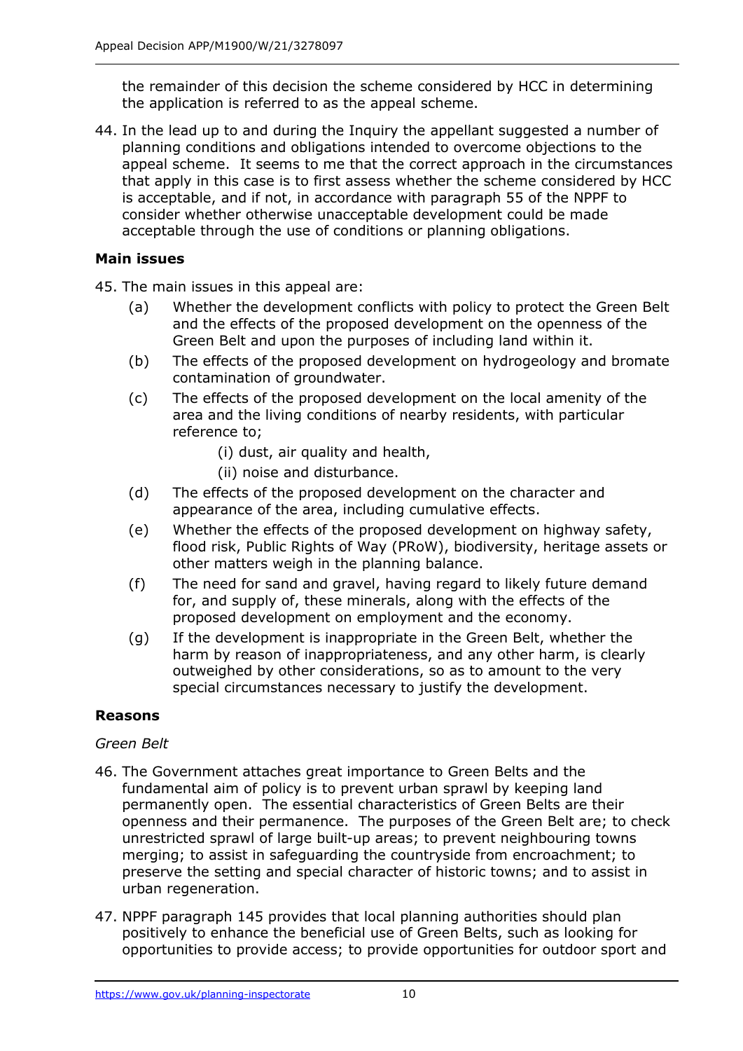the remainder of this decision the scheme considered by HCC in determining the application is referred to as the appeal scheme.

44. In the lead up to and during the Inquiry the appellant suggested a number of planning conditions and obligations intended to overcome objections to the appeal scheme. It seems to me that the correct approach in the circumstances that apply in this case is to first assess whether the scheme considered by HCC is acceptable, and if not, in accordance with paragraph 55 of the NPPF to consider whether otherwise unacceptable development could be made acceptable through the use of conditions or planning obligations.

## Main issues

45. The main issues in this appeal are:

    (a) Whether the development conflicts with policy to protect the Green Belt and the effects of the proposed development on the openness of the Green Belt and upon the purposes of including land within it.

    (b) The effects of the proposed development on hydrogeology and bromate contamination of groundwater.

    (c) The effects of the proposed development on the local amenity of the area and the living conditions of nearby residents, with particular reference to;

        (i) dust, air quality and health,

        (ii) noise and disturbance.

    (d) The effects of the proposed development on the character and appearance of the area, including cumulative effects.

    (e) Whether the effects of the proposed development on highway safety, flood risk, Public Rights of Way (PRoW), biodiversity, heritage assets or other matters weigh in the planning balance.

    (f) The need for sand and gravel, having regard to likely future demand for, and supply of, these minerals, along with the effects of the proposed development on employment and the economy.

    (g) If the development is inappropriate in the Green Belt, whether the harm by reason of inappropriateness, and any other harm, is clearly outweighed by other considerations, so as to amount to the very special circumstances necessary to justify the development.

## Reasons

*Green Belt*

46. The Government attaches great importance to Green Belts and the fundamental aim of policy is to prevent urban sprawl by keeping land permanently open. The essential characteristics of Green Belts are their openness and their permanence. The purposes of the Green Belt are; to check unrestricted sprawl of large built-up areas; to prevent neighbouring towns merging; to assist in safeguarding the countryside from encroachment; to preserve the setting and special character of historic towns; and to assist in urban regeneration.

47. NPPF paragraph 145 provides that local planning authorities should plan positively to enhance the beneficial use of Green Belts, such as looking for opportunities to provide access; to provide opportunities for outdoor sport and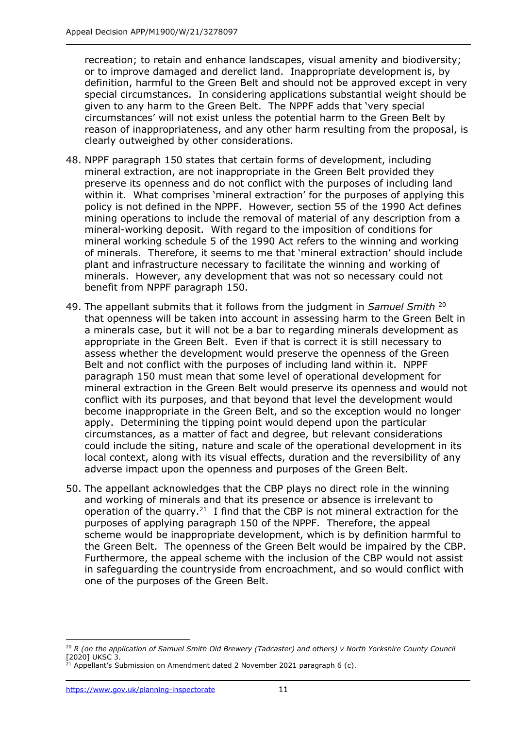recreation; to retain and enhance landscapes, visual amenity and biodiversity; or to improve damaged and derelict land. Inappropriate development is, by definition, harmful to the Green Belt and should not be approved except in very special circumstances. In considering applications substantial weight should be given to any harm to the Green Belt. The NPPF adds that 'very special circumstances' will not exist unless the potential harm to the Green Belt by reason of inappropriateness, and any other harm resulting from the proposal, is clearly outweighed by other considerations.

48. NPPF paragraph 150 states that certain forms of development, including mineral extraction, are not inappropriate in the Green Belt provided they preserve its openness and do not conflict with the purposes of including land within it. What comprises 'mineral extraction' for the purposes of applying this policy is not defined in the NPPF. However, section 55 of the 1990 Act defines mining operations to include the removal of material of any description from a mineral-working deposit. With regard to the imposition of conditions for mineral working schedule 5 of the 1990 Act refers to the winning and working of minerals. Therefore, it seems to me that 'mineral extraction' should include plant and infrastructure necessary to facilitate the winning and working of minerals. However, any development that was not so necessary could not benefit from NPPF paragraph 150.

49. The appellant submits that it follows from the judgment in *Samuel Smith* [20] that openness will be taken into account in assessing harm to the Green Belt in a minerals case, but it will not be a bar to regarding minerals development as appropriate in the Green Belt. Even if that is correct it is still necessary to assess whether the development would preserve the openness of the Green Belt and not conflict with the purposes of including land within it. NPPF paragraph 150 must mean that some level of operational development for mineral extraction in the Green Belt would preserve its openness and would not conflict with its purposes, and that beyond that level the development would become inappropriate in the Green Belt, and so the exception would no longer apply. Determining the tipping point would depend upon the particular circumstances, as a matter of fact and degree, but relevant considerations could include the siting, nature and scale of the operational development in its local context, along with its visual effects, duration and the reversibility of any adverse impact upon the openness and purposes of the Green Belt.

50. The appellant acknowledges that the CBP plays no direct role in the winning and working of minerals and that its presence or absence is irrelevant to operation of the quarry.[21] I find that the CBP is not mineral extraction for the purposes of applying paragraph 150 of the NPPF. Therefore, the appeal scheme would be inappropriate development, which is by definition harmful to the Green Belt. The openness of the Green Belt would be impaired by the CBP. Furthermore, the appeal scheme with the inclusion of the CBP would not assist in safeguarding the countryside from encroachment, and so would conflict with one of the purposes of the Green Belt.

---

[20] *R (on the application of Samuel Smith Old Brewery (Tadcaster) and others) v North Yorkshire County Council* [2020] UKSC 3.

[21] Appellant's Submission on Amendment dated 2 November 2021 paragraph 6 (c).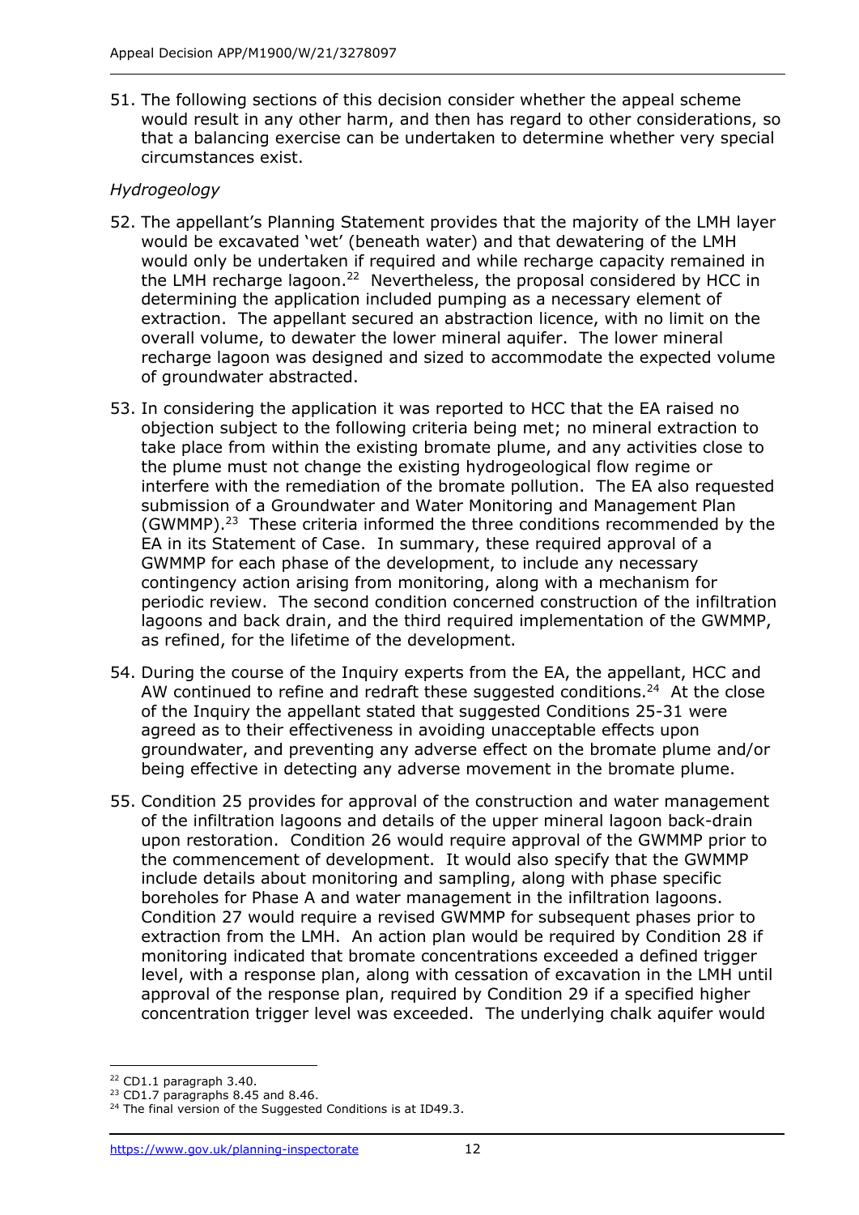51. The following sections of this decision consider whether the appeal scheme would result in any other harm, and then has regard to other considerations, so that a balancing exercise can be undertaken to determine whether very special circumstances exist.

*Hydrogeology*

52. The appellant's Planning Statement provides that the majority of the LMH layer would be excavated 'wet' (beneath water) and that dewatering of the LMH would only be undertaken if required and while recharge capacity remained in the LMH recharge lagoon.[22] Nevertheless, the proposal considered by HCC in determining the application included pumping as a necessary element of extraction. The appellant secured an abstraction licence, with no limit on the overall volume, to dewater the lower mineral aquifer. The lower mineral recharge lagoon was designed and sized to accommodate the expected volume of groundwater abstracted.

53. In considering the application it was reported to HCC that the EA raised no objection subject to the following criteria being met; no mineral extraction to take place from within the existing bromate plume, and any activities close to the plume must not change the existing hydrogeological flow regime or interfere with the remediation of the bromate pollution. The EA also requested submission of a Groundwater and Water Monitoring and Management Plan (GWMMP).[23] These criteria informed the three conditions recommended by the EA in its Statement of Case. In summary, these required approval of a GWMMP for each phase of the development, to include any necessary contingency action arising from monitoring, along with a mechanism for periodic review. The second condition concerned construction of the infiltration lagoons and back drain, and the third required implementation of the GWMMP, as refined, for the lifetime of the development.

54. During the course of the Inquiry experts from the EA, the appellant, HCC and AW continued to refine and redraft these suggested conditions.[24] At the close of the Inquiry the appellant stated that suggested Conditions 25-31 were agreed as to their effectiveness in avoiding unacceptable effects upon groundwater, and preventing any adverse effect on the bromate plume and/or being effective in detecting any adverse movement in the bromate plume.

55. Condition 25 provides for approval of the construction and water management of the infiltration lagoons and details of the upper mineral lagoon back-drain upon restoration. Condition 26 would require approval of the GWMMP prior to the commencement of development. It would also specify that the GWMMP include details about monitoring and sampling, along with phase specific boreholes for Phase A and water management in the infiltration lagoons. Condition 27 would require a revised GWMMP for subsequent phases prior to extraction from the LMH. An action plan would be required by Condition 28 if monitoring indicated that bromate concentrations exceeded a defined trigger level, with a response plan, along with cessation of excavation in the LMH until approval of the response plan, required by Condition 29 if a specified higher concentration trigger level was exceeded. The underlying chalk aquifer would

[22] CD1.1 paragraph 3.40.
[23] CD1.7 paragraphs 8.45 and 8.46.
[24] The final version of the Suggested Conditions is at ID49.3.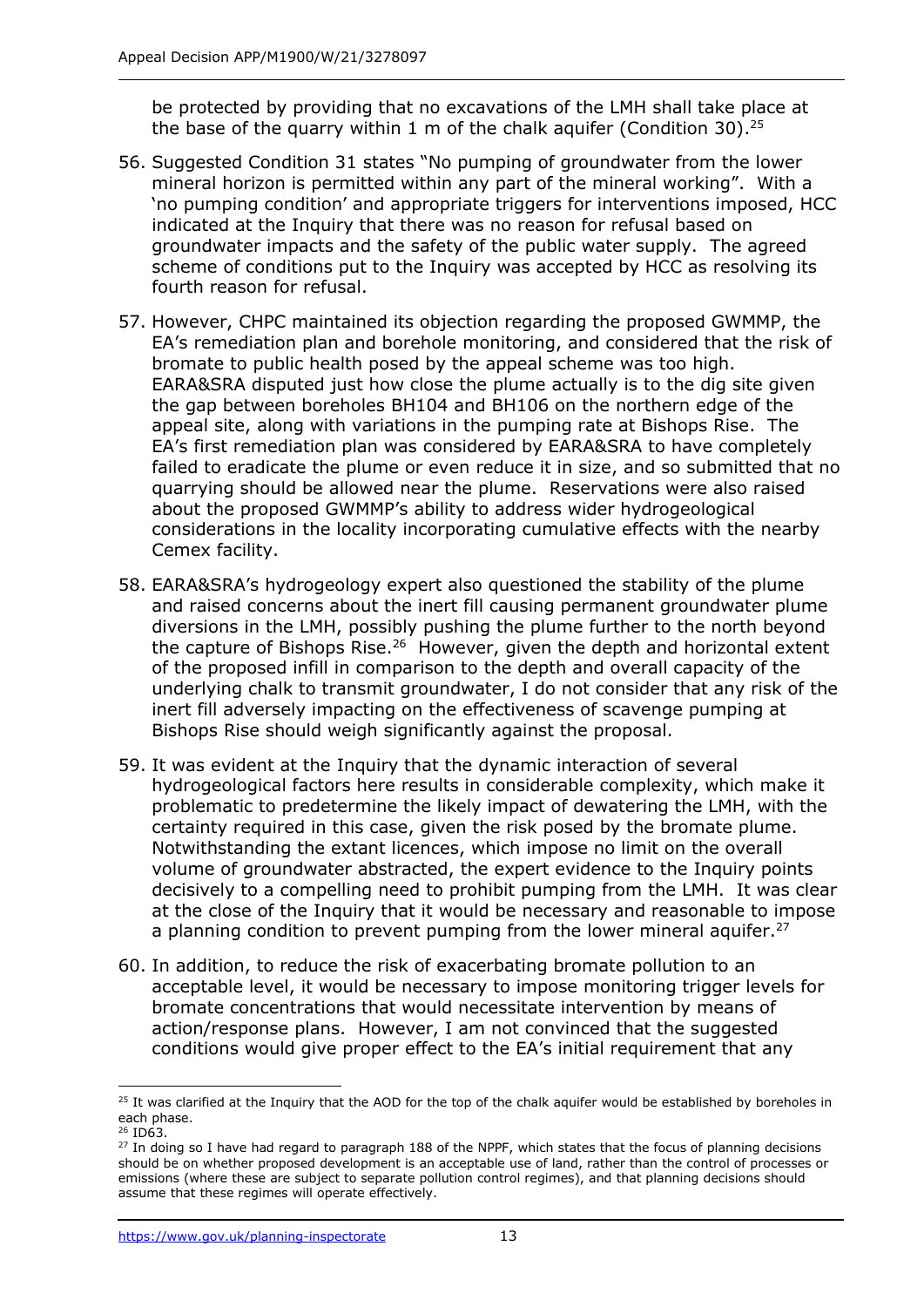be protected by providing that no excavations of the LMH shall take place at the base of the quarry within 1 m of the chalk aquifer (Condition 30).[25]

56. Suggested Condition 31 states "No pumping of groundwater from the lower mineral horizon is permitted within any part of the mineral working". With a 'no pumping condition' and appropriate triggers for interventions imposed, HCC indicated at the Inquiry that there was no reason for refusal based on groundwater impacts and the safety of the public water supply. The agreed scheme of conditions put to the Inquiry was accepted by HCC as resolving its fourth reason for refusal.

57. However, CHPC maintained its objection regarding the proposed GWMMP, the EA's remediation plan and borehole monitoring, and considered that the risk of bromate to public health posed by the appeal scheme was too high. EARA&SRA disputed just how close the plume actually is to the dig site given the gap between boreholes BH104 and BH106 on the northern edge of the appeal site, along with variations in the pumping rate at Bishops Rise. The EA's first remediation plan was considered by EARA&SRA to have completely failed to eradicate the plume or even reduce it in size, and so submitted that no quarrying should be allowed near the plume. Reservations were also raised about the proposed GWMMP's ability to address wider hydrogeological considerations in the locality incorporating cumulative effects with the nearby Cemex facility.

58. EARA&SRA's hydrogeology expert also questioned the stability of the plume and raised concerns about the inert fill causing permanent groundwater plume diversions in the LMH, possibly pushing the plume further to the north beyond the capture of Bishops Rise.[26] However, given the depth and horizontal extent of the proposed infill in comparison to the depth and overall capacity of the underlying chalk to transmit groundwater, I do not consider that any risk of the inert fill adversely impacting on the effectiveness of scavenge pumping at Bishops Rise should weigh significantly against the proposal.

59. It was evident at the Inquiry that the dynamic interaction of several hydrogeological factors here results in considerable complexity, which make it problematic to predetermine the likely impact of dewatering the LMH, with the certainty required in this case, given the risk posed by the bromate plume. Notwithstanding the extant licences, which impose no limit on the overall volume of groundwater abstracted, the expert evidence to the Inquiry points decisively to a compelling need to prohibit pumping from the LMH. It was clear at the close of the Inquiry that it would be necessary and reasonable to impose a planning condition to prevent pumping from the lower mineral aquifer.[27]

60. In addition, to reduce the risk of exacerbating bromate pollution to an acceptable level, it would be necessary to impose monitoring trigger levels for bromate concentrations that would necessitate intervention by means of action/response plans. However, I am not convinced that the suggested conditions would give proper effect to the EA's initial requirement that any

---

[25] It was clarified at the Inquiry that the AOD for the top of the chalk aquifer would be established by boreholes in each phase.

[26] ID63.

[27] In doing so I have had regard to paragraph 188 of the NPPF, which states that the focus of planning decisions should be on whether proposed development is an acceptable use of land, rather than the control of processes or emissions (where these are subject to separate pollution control regimes), and that planning decisions should assume that these regimes will operate effectively.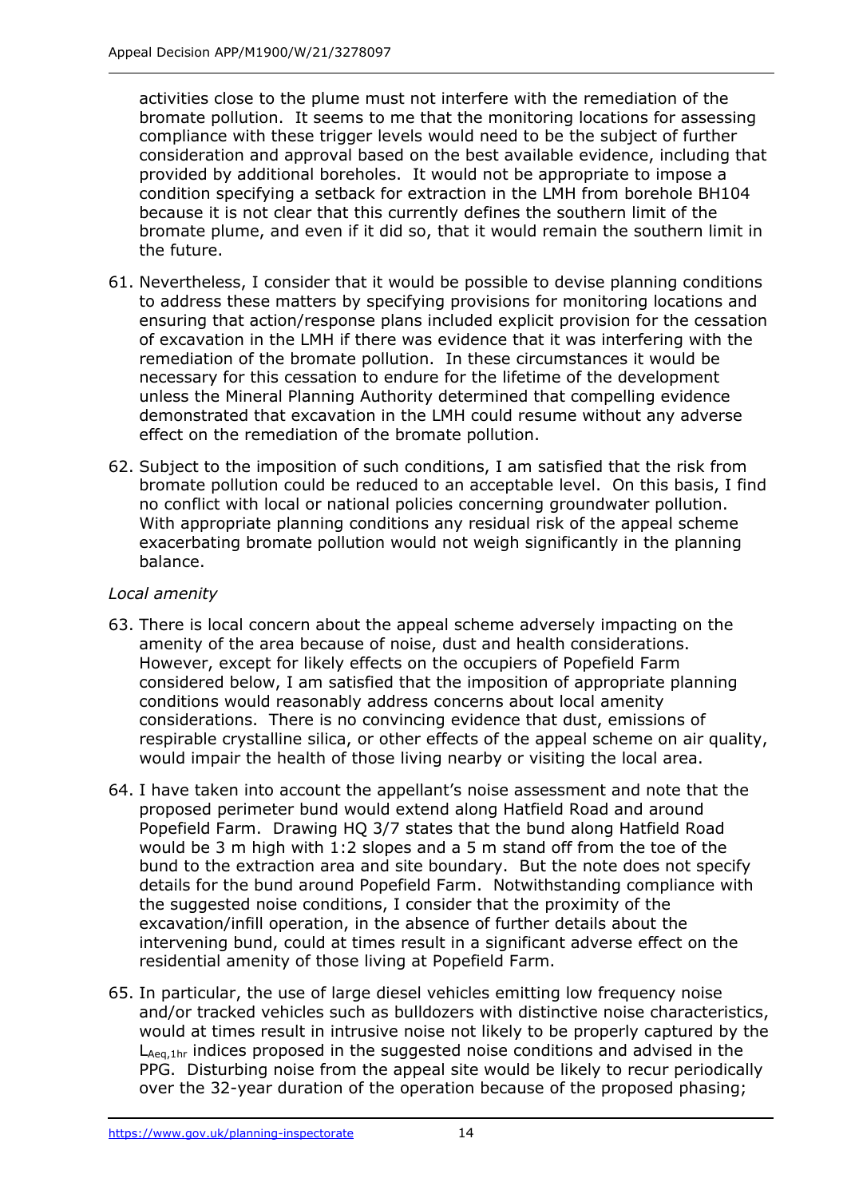activities close to the plume must not interfere with the remediation of the bromate pollution. It seems to me that the monitoring locations for assessing compliance with these trigger levels would need to be the subject of further consideration and approval based on the best available evidence, including that provided by additional boreholes. It would not be appropriate to impose a condition specifying a setback for extraction in the LMH from borehole BH104 because it is not clear that this currently defines the southern limit of the bromate plume, and even if it did so, that it would remain the southern limit in the future.

61. Nevertheless, I consider that it would be possible to devise planning conditions to address these matters by specifying provisions for monitoring locations and ensuring that action/response plans included explicit provision for the cessation of excavation in the LMH if there was evidence that it was interfering with the remediation of the bromate pollution. In these circumstances it would be necessary for this cessation to endure for the lifetime of the development unless the Mineral Planning Authority determined that compelling evidence demonstrated that excavation in the LMH could resume without any adverse effect on the remediation of the bromate pollution.

62. Subject to the imposition of such conditions, I am satisfied that the risk from bromate pollution could be reduced to an acceptable level. On this basis, I find no conflict with local or national policies concerning groundwater pollution. With appropriate planning conditions any residual risk of the appeal scheme exacerbating bromate pollution would not weigh significantly in the planning balance.

*Local amenity*

63. There is local concern about the appeal scheme adversely impacting on the amenity of the area because of noise, dust and health considerations. However, except for likely effects on the occupiers of Popefield Farm considered below, I am satisfied that the imposition of appropriate planning conditions would reasonably address concerns about local amenity considerations. There is no convincing evidence that dust, emissions of respirable crystalline silica, or other effects of the appeal scheme on air quality, would impair the health of those living nearby or visiting the local area.

64. I have taken into account the appellant's noise assessment and note that the proposed perimeter bund would extend along Hatfield Road and around Popefield Farm. Drawing HQ 3/7 states that the bund along Hatfield Road would be 3 m high with 1:2 slopes and a 5 m stand off from the toe of the bund to the extraction area and site boundary. But the note does not specify details for the bund around Popefield Farm. Notwithstanding compliance with the suggested noise conditions, I consider that the proximity of the excavation/infill operation, in the absence of further details about the intervening bund, could at times result in a significant adverse effect on the residential amenity of those living at Popefield Farm.

65. In particular, the use of large diesel vehicles emitting low frequency noise and/or tracked vehicles such as bulldozers with distinctive noise characteristics, would at times result in intrusive noise not likely to be properly captured by the $L_{Aeq,1hr}$ indices proposed in the suggested noise conditions and advised in the PPG. Disturbing noise from the appeal site would be likely to recur periodically over the 32-year duration of the operation because of the proposed phasing;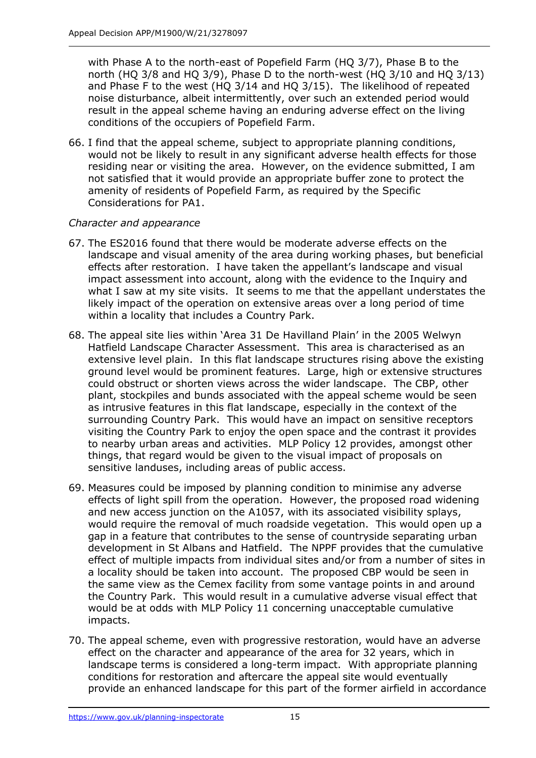with Phase A to the north-east of Popefield Farm (HQ 3/7), Phase B to the north (HQ 3/8 and HQ 3/9), Phase D to the north-west (HQ 3/10 and HQ 3/13) and Phase F to the west (HQ 3/14 and HQ 3/15). The likelihood of repeated noise disturbance, albeit intermittently, over such an extended period would result in the appeal scheme having an enduring adverse effect on the living conditions of the occupiers of Popefield Farm.

66. I find that the appeal scheme, subject to appropriate planning conditions, would not be likely to result in any significant adverse health effects for those residing near or visiting the area. However, on the evidence submitted, I am not satisfied that it would provide an appropriate buffer zone to protect the amenity of residents of Popefield Farm, as required by the Specific Considerations for PA1.

*Character and appearance*

67. The ES2016 found that there would be moderate adverse effects on the landscape and visual amenity of the area during working phases, but beneficial effects after restoration. I have taken the appellant's landscape and visual impact assessment into account, along with the evidence to the Inquiry and what I saw at my site visits. It seems to me that the appellant understates the likely impact of the operation on extensive areas over a long period of time within a locality that includes a Country Park.

68. The appeal site lies within 'Area 31 De Havilland Plain' in the 2005 Welwyn Hatfield Landscape Character Assessment. This area is characterised as an extensive level plain. In this flat landscape structures rising above the existing ground level would be prominent features. Large, high or extensive structures could obstruct or shorten views across the wider landscape. The CBP, other plant, stockpiles and bunds associated with the appeal scheme would be seen as intrusive features in this flat landscape, especially in the context of the surrounding Country Park. This would have an impact on sensitive receptors visiting the Country Park to enjoy the open space and the contrast it provides to nearby urban areas and activities. MLP Policy 12 provides, amongst other things, that regard would be given to the visual impact of proposals on sensitive landuses, including areas of public access.

69. Measures could be imposed by planning condition to minimise any adverse effects of light spill from the operation. However, the proposed road widening and new access junction on the A1057, with its associated visibility splays, would require the removal of much roadside vegetation. This would open up a gap in a feature that contributes to the sense of countryside separating urban development in St Albans and Hatfield. The NPPF provides that the cumulative effect of multiple impacts from individual sites and/or from a number of sites in a locality should be taken into account. The proposed CBP would be seen in the same view as the Cemex facility from some vantage points in and around the Country Park. This would result in a cumulative adverse visual effect that would be at odds with MLP Policy 11 concerning unacceptable cumulative impacts.

70. The appeal scheme, even with progressive restoration, would have an adverse effect on the character and appearance of the area for 32 years, which in landscape terms is considered a long-term impact. With appropriate planning conditions for restoration and aftercare the appeal site would eventually provide an enhanced landscape for this part of the former airfield in accordance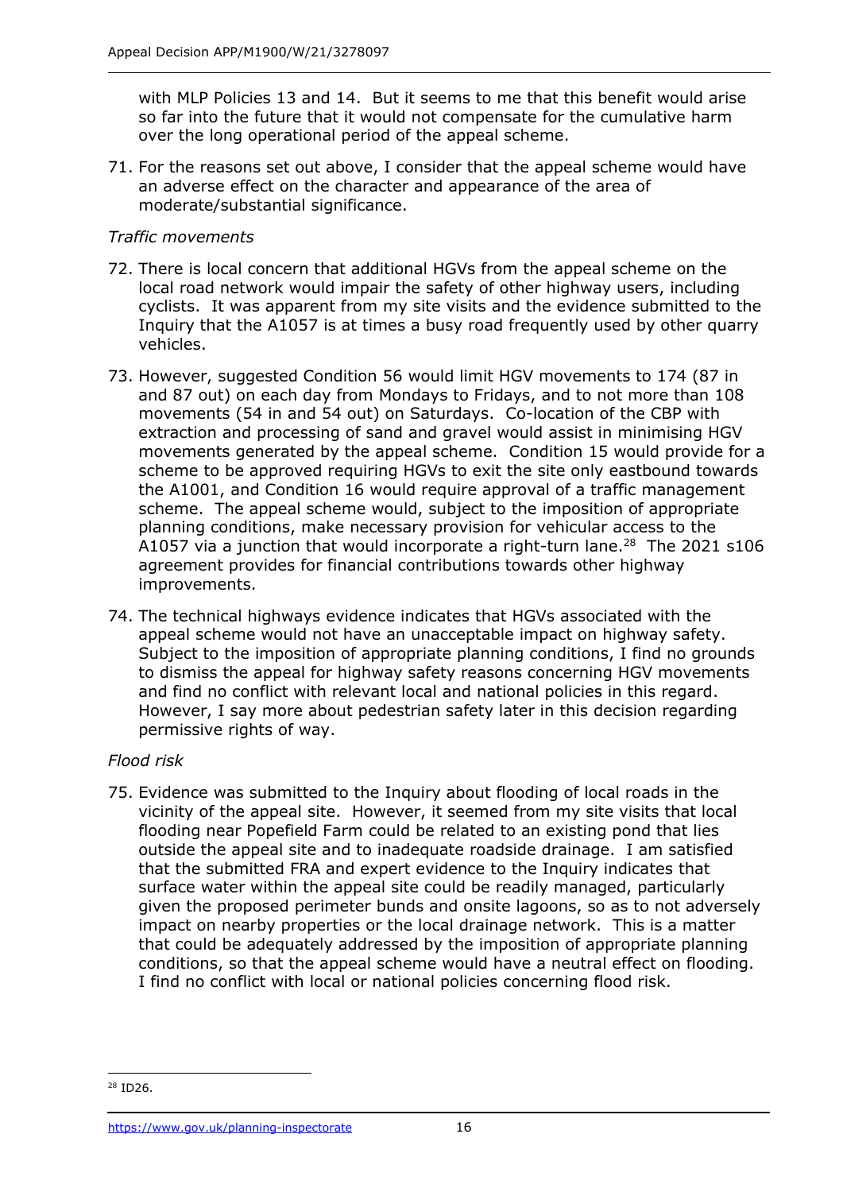with MLP Policies 13 and 14. But it seems to me that this benefit would arise so far into the future that it would not compensate for the cumulative harm over the long operational period of the appeal scheme.

71. For the reasons set out above, I consider that the appeal scheme would have an adverse effect on the character and appearance of the area of moderate/substantial significance.

*Traffic movements*

72. There is local concern that additional HGVs from the appeal scheme on the local road network would impair the safety of other highway users, including cyclists. It was apparent from my site visits and the evidence submitted to the Inquiry that the A1057 is at times a busy road frequently used by other quarry vehicles.

73. However, suggested Condition 56 would limit HGV movements to 174 (87 in and 87 out) on each day from Mondays to Fridays, and to not more than 108 movements (54 in and 54 out) on Saturdays. Co-location of the CBP with extraction and processing of sand and gravel would assist in minimising HGV movements generated by the appeal scheme. Condition 15 would provide for a scheme to be approved requiring HGVs to exit the site only eastbound towards the A1001, and Condition 16 would require approval of a traffic management scheme. The appeal scheme would, subject to the imposition of appropriate planning conditions, make necessary provision for vehicular access to the A1057 via a junction that would incorporate a right-turn lane.[28] The 2021 s106 agreement provides for financial contributions towards other highway improvements.

74. The technical highways evidence indicates that HGVs associated with the appeal scheme would not have an unacceptable impact on highway safety. Subject to the imposition of appropriate planning conditions, I find no grounds to dismiss the appeal for highway safety reasons concerning HGV movements and find no conflict with relevant local and national policies in this regard. However, I say more about pedestrian safety later in this decision regarding permissive rights of way.

*Flood risk*

75. Evidence was submitted to the Inquiry about flooding of local roads in the vicinity of the appeal site. However, it seemed from my site visits that local flooding near Popefield Farm could be related to an existing pond that lies outside the appeal site and to inadequate roadside drainage. I am satisfied that the submitted FRA and expert evidence to the Inquiry indicates that surface water within the appeal site could be readily managed, particularly given the proposed perimeter bunds and onsite lagoons, so as to not adversely impact on nearby properties or the local drainage network. This is a matter that could be adequately addressed by the imposition of appropriate planning conditions, so that the appeal scheme would have a neutral effect on flooding. I find no conflict with local or national policies concerning flood risk.

[28] ID26.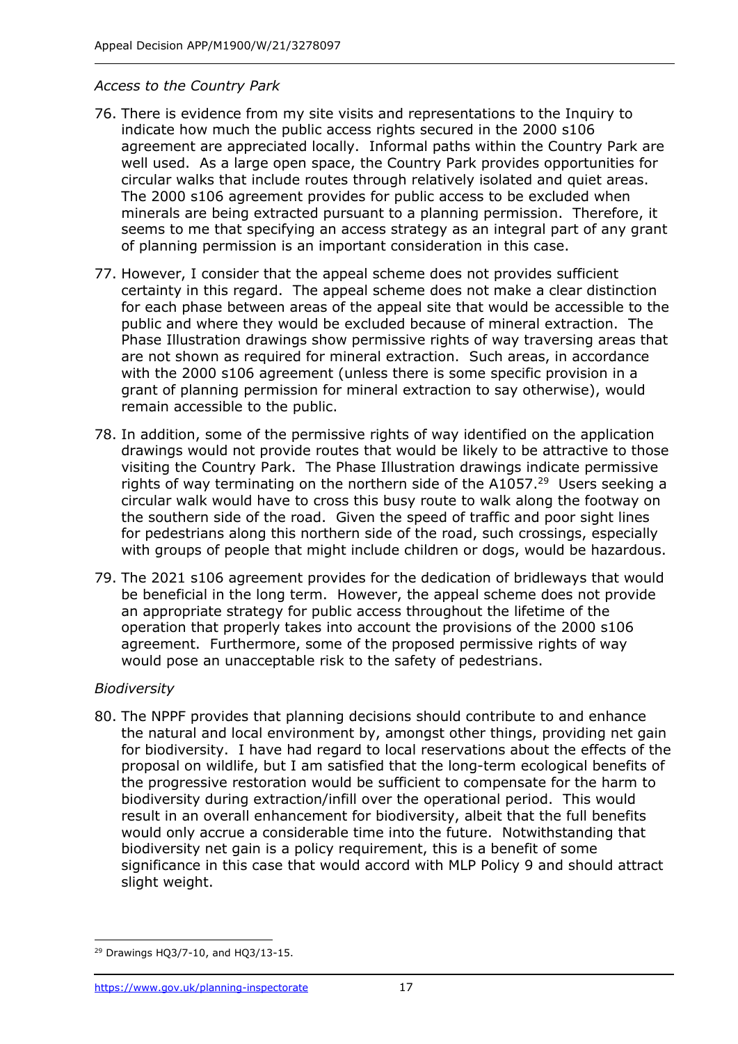*Access to the Country Park*

76. There is evidence from my site visits and representations to the Inquiry to indicate how much the public access rights secured in the 2000 s106 agreement are appreciated locally. Informal paths within the Country Park are well used. As a large open space, the Country Park provides opportunities for circular walks that include routes through relatively isolated and quiet areas. The 2000 s106 agreement provides for public access to be excluded when minerals are being extracted pursuant to a planning permission. Therefore, it seems to me that specifying an access strategy as an integral part of any grant of planning permission is an important consideration in this case.

77. However, I consider that the appeal scheme does not provides sufficient certainty in this regard. The appeal scheme does not make a clear distinction for each phase between areas of the appeal site that would be accessible to the public and where they would be excluded because of mineral extraction. The Phase Illustration drawings show permissive rights of way traversing areas that are not shown as required for mineral extraction. Such areas, in accordance with the 2000 s106 agreement (unless there is some specific provision in a grant of planning permission for mineral extraction to say otherwise), would remain accessible to the public.

78. In addition, some of the permissive rights of way identified on the application drawings would not provide routes that would be likely to be attractive to those visiting the Country Park. The Phase Illustration drawings indicate permissive rights of way terminating on the northern side of the A1057.[29] Users seeking a circular walk would have to cross this busy route to walk along the footway on the southern side of the road. Given the speed of traffic and poor sight lines for pedestrians along this northern side of the road, such crossings, especially with groups of people that might include children or dogs, would be hazardous.

79. The 2021 s106 agreement provides for the dedication of bridleways that would be beneficial in the long term. However, the appeal scheme does not provide an appropriate strategy for public access throughout the lifetime of the operation that properly takes into account the provisions of the 2000 s106 agreement. Furthermore, some of the proposed permissive rights of way would pose an unacceptable risk to the safety of pedestrians.

*Biodiversity*

80. The NPPF provides that planning decisions should contribute to and enhance the natural and local environment by, amongst other things, providing net gain for biodiversity. I have had regard to local reservations about the effects of the proposal on wildlife, but I am satisfied that the long-term ecological benefits of the progressive restoration would be sufficient to compensate for the harm to biodiversity during extraction/infill over the operational period. This would result in an overall enhancement for biodiversity, albeit that the full benefits would only accrue a considerable time into the future. Notwithstanding that biodiversity net gain is a policy requirement, this is a benefit of some significance in this case that would accord with MLP Policy 9 and should attract slight weight.

[29] Drawings HQ3/7-10, and HQ3/13-15.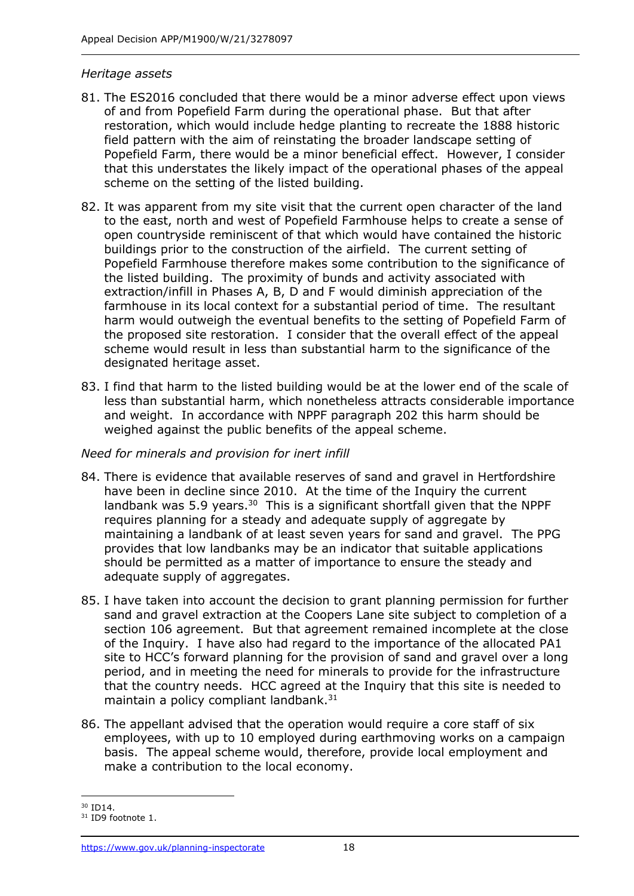*Heritage assets*

81. The ES2016 concluded that there would be a minor adverse effect upon views of and from Popefield Farm during the operational phase. But that after restoration, which would include hedge planting to recreate the 1888 historic field pattern with the aim of reinstating the broader landscape setting of Popefield Farm, there would be a minor beneficial effect. However, I consider that this understates the likely impact of the operational phases of the appeal scheme on the setting of the listed building.

82. It was apparent from my site visit that the current open character of the land to the east, north and west of Popefield Farmhouse helps to create a sense of open countryside reminiscent of that which would have contained the historic buildings prior to the construction of the airfield. The current setting of Popefield Farmhouse therefore makes some contribution to the significance of the listed building. The proximity of bunds and activity associated with extraction/infill in Phases A, B, D and F would diminish appreciation of the farmhouse in its local context for a substantial period of time. The resultant harm would outweigh the eventual benefits to the setting of Popefield Farm of the proposed site restoration. I consider that the overall effect of the appeal scheme would result in less than substantial harm to the significance of the designated heritage asset.

83. I find that harm to the listed building would be at the lower end of the scale of less than substantial harm, which nonetheless attracts considerable importance and weight. In accordance with NPPF paragraph 202 this harm should be weighed against the public benefits of the appeal scheme.

*Need for minerals and provision for inert infill*

84. There is evidence that available reserves of sand and gravel in Hertfordshire have been in decline since 2010. At the time of the Inquiry the current landbank was 5.9 years.[30] This is a significant shortfall given that the NPPF requires planning for a steady and adequate supply of aggregate by maintaining a landbank of at least seven years for sand and gravel. The PPG provides that low landbanks may be an indicator that suitable applications should be permitted as a matter of importance to ensure the steady and adequate supply of aggregates.

85. I have taken into account the decision to grant planning permission for further sand and gravel extraction at the Coopers Lane site subject to completion of a section 106 agreement. But that agreement remained incomplete at the close of the Inquiry. I have also had regard to the importance of the allocated PA1 site to HCC's forward planning for the provision of sand and gravel over a long period, and in meeting the need for minerals to provide for the infrastructure that the country needs. HCC agreed at the Inquiry that this site is needed to maintain a policy compliant landbank.[31]

86. The appellant advised that the operation would require a core staff of six employees, with up to 10 employed during earthmoving works on a campaign basis. The appeal scheme would, therefore, provide local employment and make a contribution to the local economy.

---

[30] ID14.

[31] ID9 footnote 1.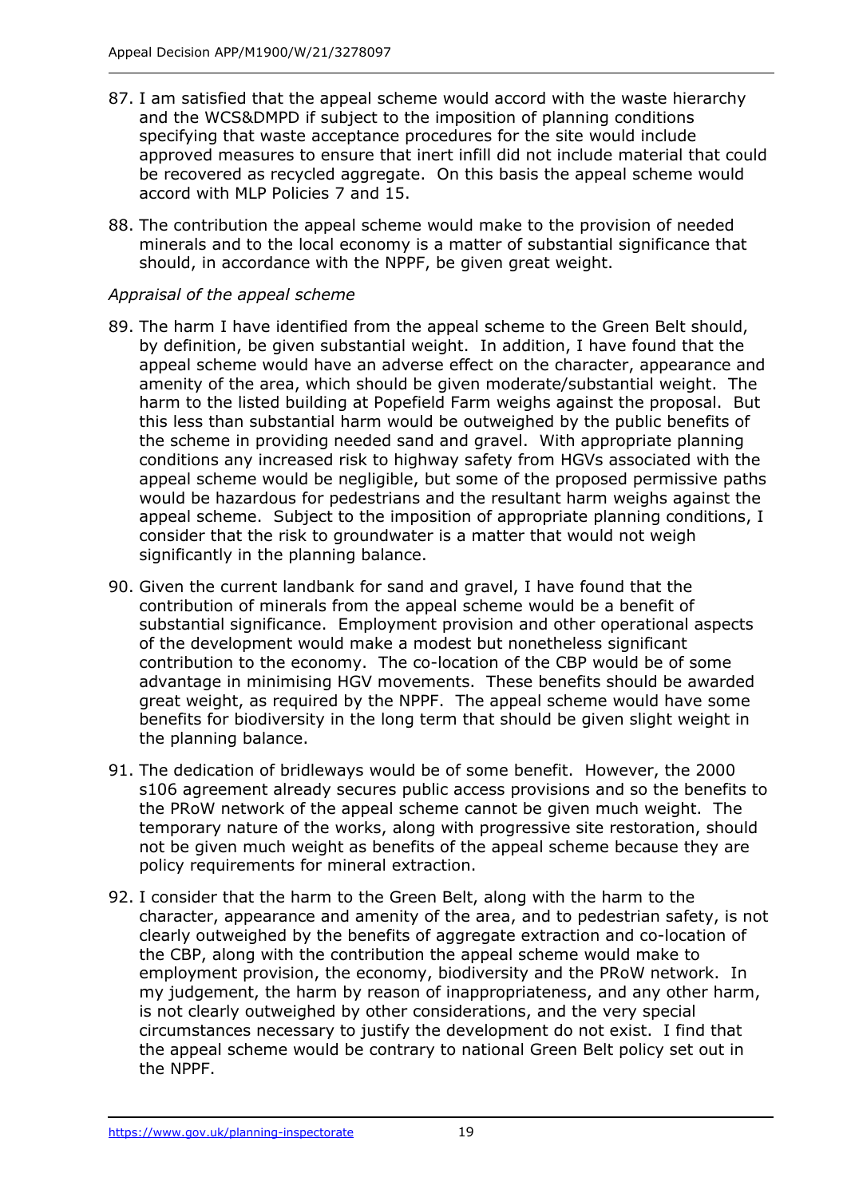87. I am satisfied that the appeal scheme would accord with the waste hierarchy and the WCS&DMPD if subject to the imposition of planning conditions specifying that waste acceptance procedures for the site would include approved measures to ensure that inert infill did not include material that could be recovered as recycled aggregate. On this basis the appeal scheme would accord with MLP Policies 7 and 15.

88. The contribution the appeal scheme would make to the provision of needed minerals and to the local economy is a matter of substantial significance that should, in accordance with the NPPF, be given great weight.

*Appraisal of the appeal scheme*

89. The harm I have identified from the appeal scheme to the Green Belt should, by definition, be given substantial weight. In addition, I have found that the appeal scheme would have an adverse effect on the character, appearance and amenity of the area, which should be given moderate/substantial weight. The harm to the listed building at Popefield Farm weighs against the proposal. But this less than substantial harm would be outweighed by the public benefits of the scheme in providing needed sand and gravel. With appropriate planning conditions any increased risk to highway safety from HGVs associated with the appeal scheme would be negligible, but some of the proposed permissive paths would be hazardous for pedestrians and the resultant harm weighs against the appeal scheme. Subject to the imposition of appropriate planning conditions, I consider that the risk to groundwater is a matter that would not weigh significantly in the planning balance.

90. Given the current landbank for sand and gravel, I have found that the contribution of minerals from the appeal scheme would be a benefit of substantial significance. Employment provision and other operational aspects of the development would make a modest but nonetheless significant contribution to the economy. The co-location of the CBP would be of some advantage in minimising HGV movements. These benefits should be awarded great weight, as required by the NPPF. The appeal scheme would have some benefits for biodiversity in the long term that should be given slight weight in the planning balance.

91. The dedication of bridleways would be of some benefit. However, the 2000 s106 agreement already secures public access provisions and so the benefits to the PRoW network of the appeal scheme cannot be given much weight. The temporary nature of the works, along with progressive site restoration, should not be given much weight as benefits of the appeal scheme because they are policy requirements for mineral extraction.

92. I consider that the harm to the Green Belt, along with the harm to the character, appearance and amenity of the area, and to pedestrian safety, is not clearly outweighed by the benefits of aggregate extraction and co-location of the CBP, along with the contribution the appeal scheme would make to employment provision, the economy, biodiversity and the PRoW network. In my judgement, the harm by reason of inappropriateness, and any other harm, is not clearly outweighed by other considerations, and the very special circumstances necessary to justify the development do not exist. I find that the appeal scheme would be contrary to national Green Belt policy set out in the NPPF.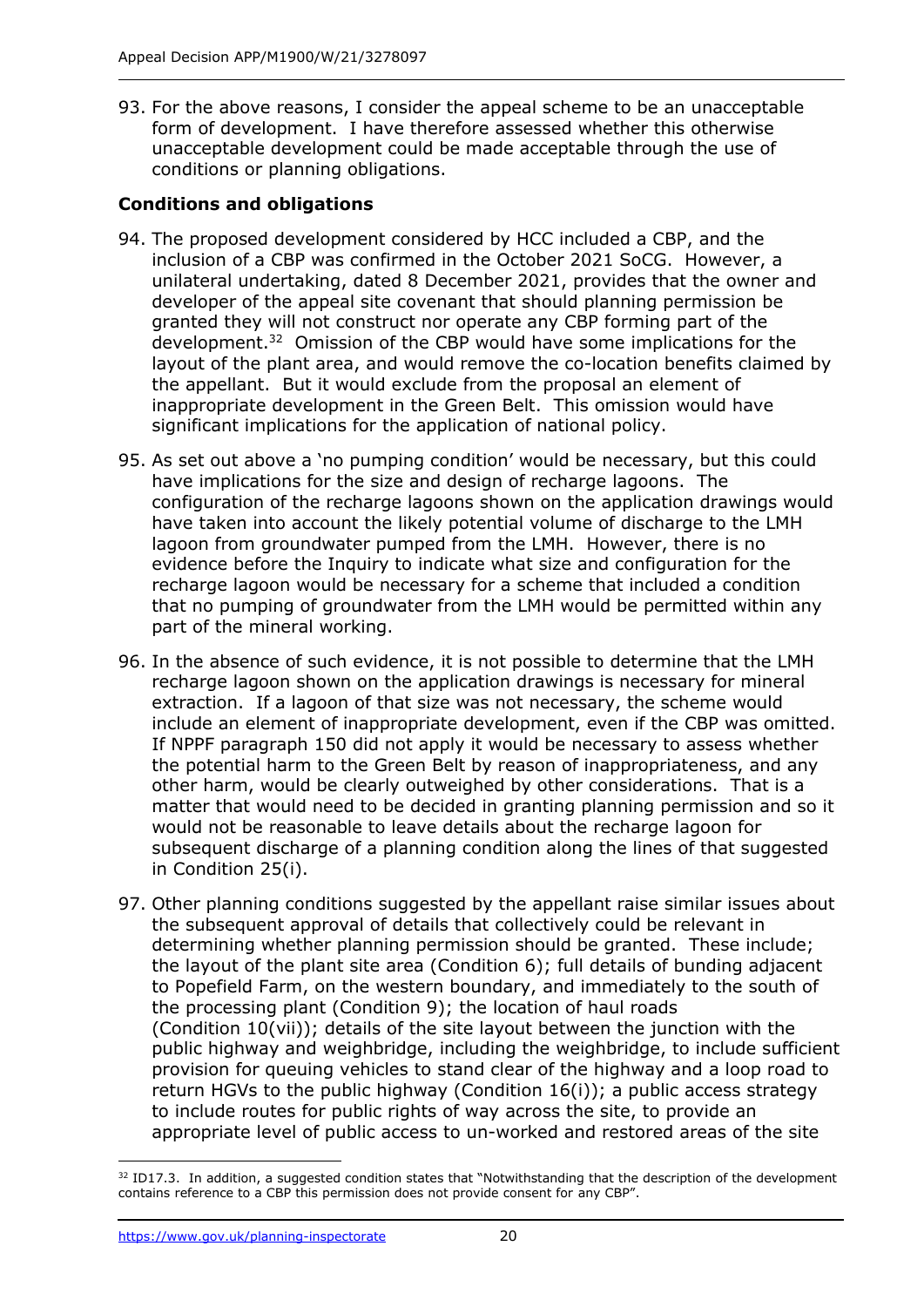93. For the above reasons, I consider the appeal scheme to be an unacceptable form of development. I have therefore assessed whether this otherwise unacceptable development could be made acceptable through the use of conditions or planning obligations.

## Conditions and obligations

94. The proposed development considered by HCC included a CBP, and the inclusion of a CBP was confirmed in the October 2021 SoCG. However, a unilateral undertaking, dated 8 December 2021, provides that the owner and developer of the appeal site covenant that should planning permission be granted they will not construct nor operate any CBP forming part of the development.[32] Omission of the CBP would have some implications for the layout of the plant area, and would remove the co-location benefits claimed by the appellant. But it would exclude from the proposal an element of inappropriate development in the Green Belt. This omission would have significant implications for the application of national policy.

95. As set out above a 'no pumping condition' would be necessary, but this could have implications for the size and design of recharge lagoons. The configuration of the recharge lagoons shown on the application drawings would have taken into account the likely potential volume of discharge to the LMH lagoon from groundwater pumped from the LMH. However, there is no evidence before the Inquiry to indicate what size and configuration for the recharge lagoon would be necessary for a scheme that included a condition that no pumping of groundwater from the LMH would be permitted within any part of the mineral working.

96. In the absence of such evidence, it is not possible to determine that the LMH recharge lagoon shown on the application drawings is necessary for mineral extraction. If a lagoon of that size was not necessary, the scheme would include an element of inappropriate development, even if the CBP was omitted. If NPPF paragraph 150 did not apply it would be necessary to assess whether the potential harm to the Green Belt by reason of inappropriateness, and any other harm, would be clearly outweighed by other considerations. That is a matter that would need to be decided in granting planning permission and so it would not be reasonable to leave details about the recharge lagoon for subsequent discharge of a planning condition along the lines of that suggested in Condition 25(i).

97. Other planning conditions suggested by the appellant raise similar issues about the subsequent approval of details that collectively could be relevant in determining whether planning permission should be granted. These include; the layout of the plant site area (Condition 6); full details of bunding adjacent to Popefield Farm, on the western boundary, and immediately to the south of the processing plant (Condition 9); the location of haul roads (Condition 10(vii)); details of the site layout between the junction with the public highway and weighbridge, including the weighbridge, to include sufficient provision for queuing vehicles to stand clear of the highway and a loop road to return HGVs to the public highway (Condition 16(i)); a public access strategy to include routes for public rights of way across the site, to provide an appropriate level of public access to un-worked and restored areas of the site

[32] ID17.3. In addition, a suggested condition states that "Notwithstanding that the description of the development contains reference to a CBP this permission does not provide consent for any CBP".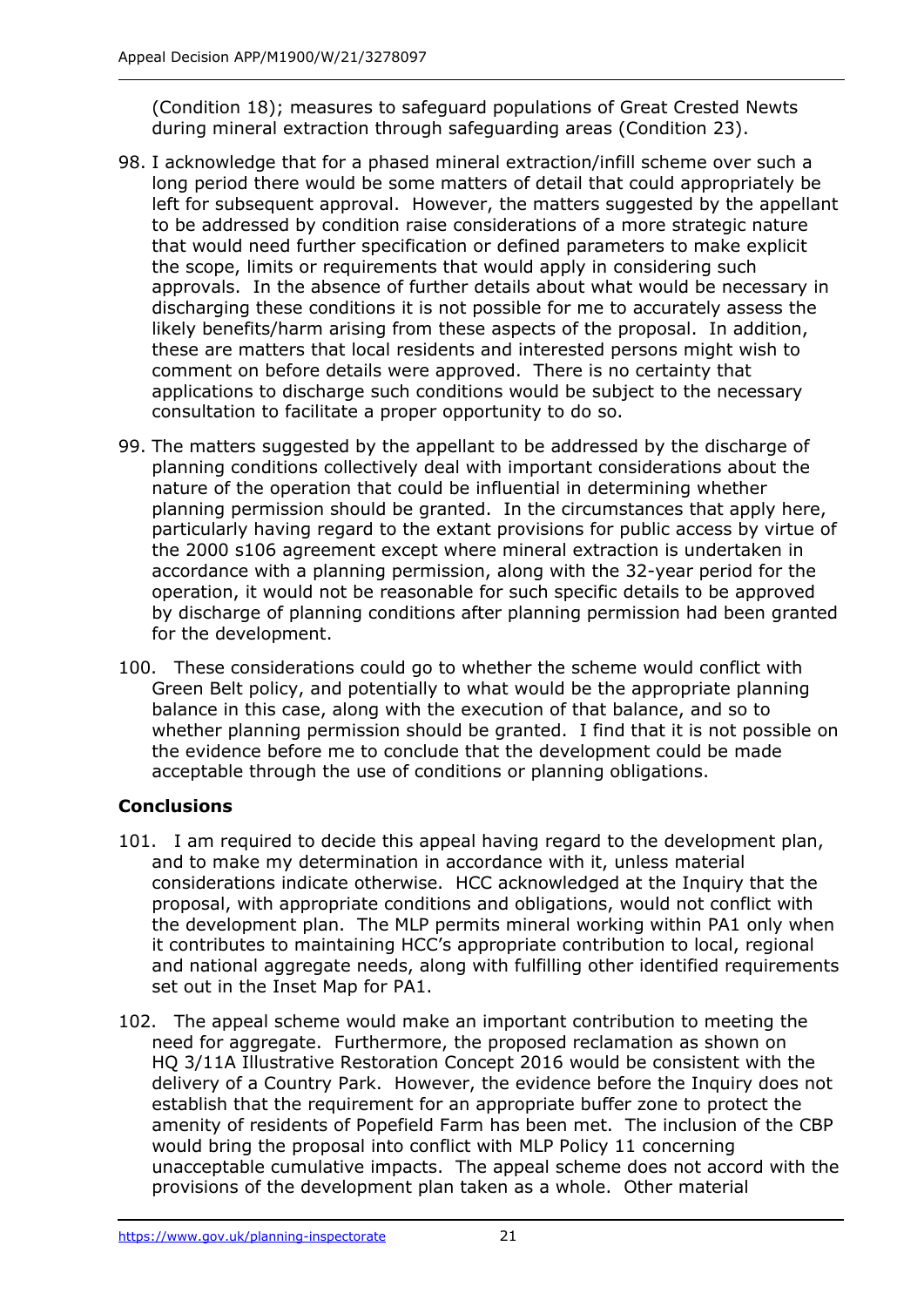(Condition 18); measures to safeguard populations of Great Crested Newts during mineral extraction through safeguarding areas (Condition 23).

98. I acknowledge that for a phased mineral extraction/infill scheme over such a long period there would be some matters of detail that could appropriately be left for subsequent approval. However, the matters suggested by the appellant to be addressed by condition raise considerations of a more strategic nature that would need further specification or defined parameters to make explicit the scope, limits or requirements that would apply in considering such approvals. In the absence of further details about what would be necessary in discharging these conditions it is not possible for me to accurately assess the likely benefits/harm arising from these aspects of the proposal. In addition, these are matters that local residents and interested persons might wish to comment on before details were approved. There is no certainty that applications to discharge such conditions would be subject to the necessary consultation to facilitate a proper opportunity to do so.

99. The matters suggested by the appellant to be addressed by the discharge of planning conditions collectively deal with important considerations about the nature of the operation that could be influential in determining whether planning permission should be granted. In the circumstances that apply here, particularly having regard to the extant provisions for public access by virtue of the 2000 s106 agreement except where mineral extraction is undertaken in accordance with a planning permission, along with the 32-year period for the operation, it would not be reasonable for such specific details to be approved by discharge of planning conditions after planning permission had been granted for the development.

100. These considerations could go to whether the scheme would conflict with Green Belt policy, and potentially to what would be the appropriate planning balance in this case, along with the execution of that balance, and so to whether planning permission should be granted. I find that it is not possible on the evidence before me to conclude that the development could be made acceptable through the use of conditions or planning obligations.

## Conclusions

101. I am required to decide this appeal having regard to the development plan, and to make my determination in accordance with it, unless material considerations indicate otherwise. HCC acknowledged at the Inquiry that the proposal, with appropriate conditions and obligations, would not conflict with the development plan. The MLP permits mineral working within PA1 only when it contributes to maintaining HCC's appropriate contribution to local, regional and national aggregate needs, along with fulfilling other identified requirements set out in the Inset Map for PA1.

102. The appeal scheme would make an important contribution to meeting the need for aggregate. Furthermore, the proposed reclamation as shown on HQ 3/11A Illustrative Restoration Concept 2016 would be consistent with the delivery of a Country Park. However, the evidence before the Inquiry does not establish that the requirement for an appropriate buffer zone to protect the amenity of residents of Popefield Farm has been met. The inclusion of the CBP would bring the proposal into conflict with MLP Policy 11 concerning unacceptable cumulative impacts. The appeal scheme does not accord with the provisions of the development plan taken as a whole. Other material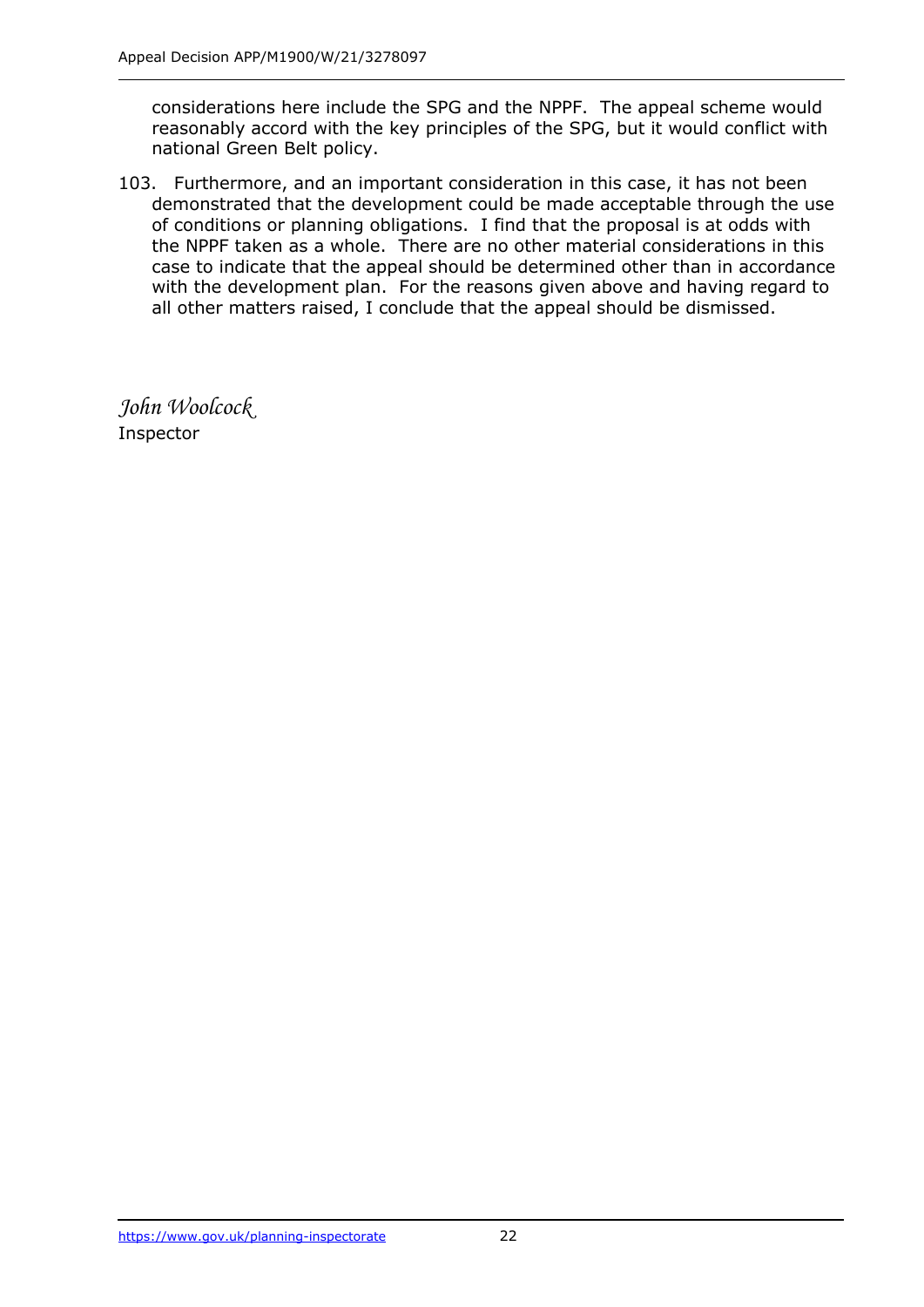considerations here include the SPG and the NPPF. The appeal scheme would reasonably accord with the key principles of the SPG, but it would conflict with national Green Belt policy.

103. Furthermore, and an important consideration in this case, it has not been demonstrated that the development could be made acceptable through the use of conditions or planning obligations. I find that the proposal is at odds with the NPPF taken as a whole. There are no other material considerations in this case to indicate that the appeal should be determined other than in accordance with the development plan. For the reasons given above and having regard to all other matters raised, I conclude that the appeal should be dismissed.

*John Woolcock*

Inspector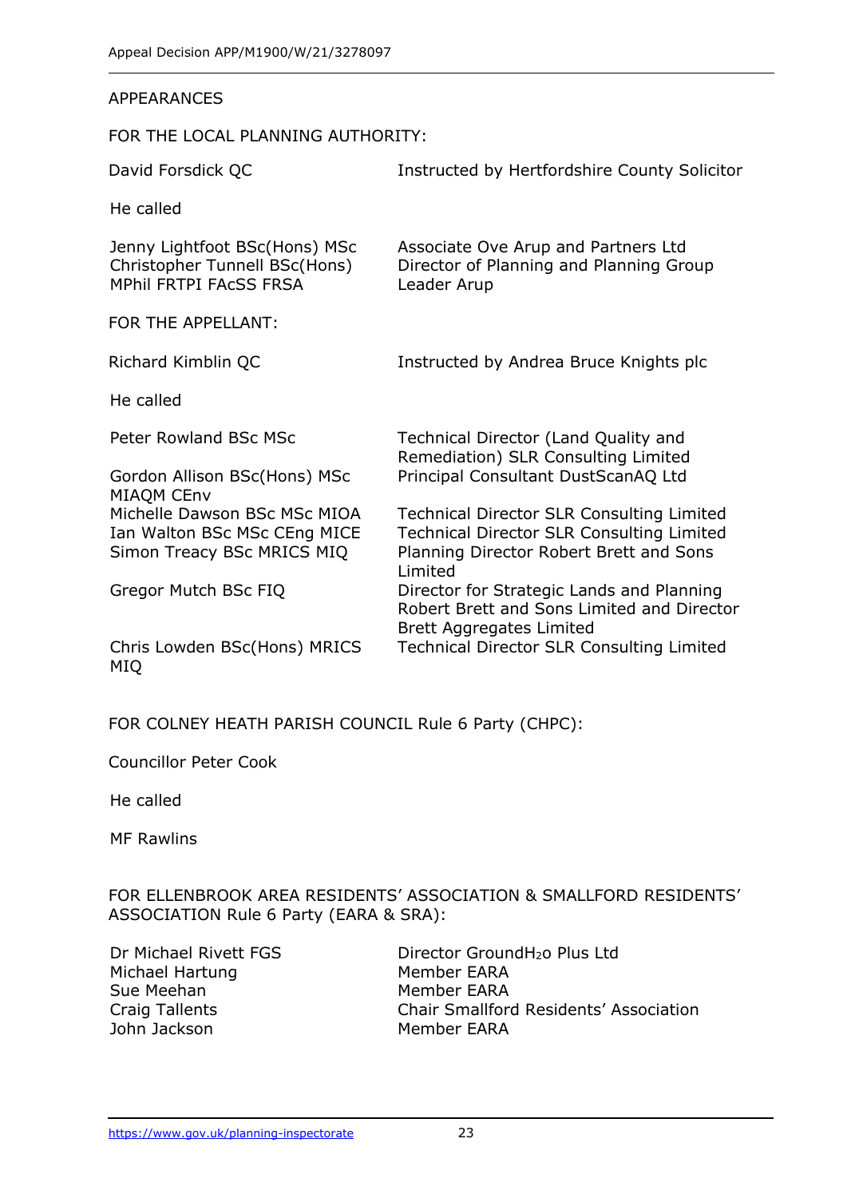APPEARANCES

FOR THE LOCAL PLANNING AUTHORITY:

| | |
|---|---|
| David Forsdick QC | Instructed by Hertfordshire County Solicitor |
| He called | |
| Jenny Lightfoot BSc(Hons) MSc | Associate Ove Arup and Partners Ltd |
| Christopher Tunnell BSc(Hons) MPhil FRTPI FAcSS FRSA | Director of Planning and Planning Group Leader Arup |

FOR THE APPELLANT:

| | |
|---|---|
| Richard Kimblin QC | Instructed by Andrea Bruce Knights plc |
| He called | |
| Peter Rowland BSc MSc | Technical Director (Land Quality and Remediation) SLR Consulting Limited |
| Gordon Allison BSc(Hons) MSc MIAQM CEnv | Principal Consultant DustScanAQ Ltd |
| Michelle Dawson BSc MSc MIOA | Technical Director SLR Consulting Limited |
| Ian Walton BSc MSc CEng MICE | Technical Director SLR Consulting Limited |
| Simon Treacy BSc MRICS MIQ | Planning Director Robert Brett and Sons Limited |
| Gregor Mutch BSc FIQ | Director for Strategic Lands and Planning Robert Brett and Sons Limited and Director Brett Aggregates Limited |
| Chris Lowden BSc(Hons) MRICS MIQ | Technical Director SLR Consulting Limited |

FOR COLNEY HEATH PARISH COUNCIL Rule 6 Party (CHPC):

Councillor Peter Cook

He called

MF Rawlins

FOR ELLENBROOK AREA RESIDENTS' ASSOCIATION & SMALLFORD RESIDENTS' ASSOCIATION Rule 6 Party (EARA & SRA):

| | |
|---|---|
| Dr Michael Rivett FGS | Director Ground$H_2$o Plus Ltd |
| Michael Hartung | Member EARA |
| Sue Meehan | Member EARA |
| Craig Tallents | Chair Smallford Residents' Association |
| John Jackson | Member EARA |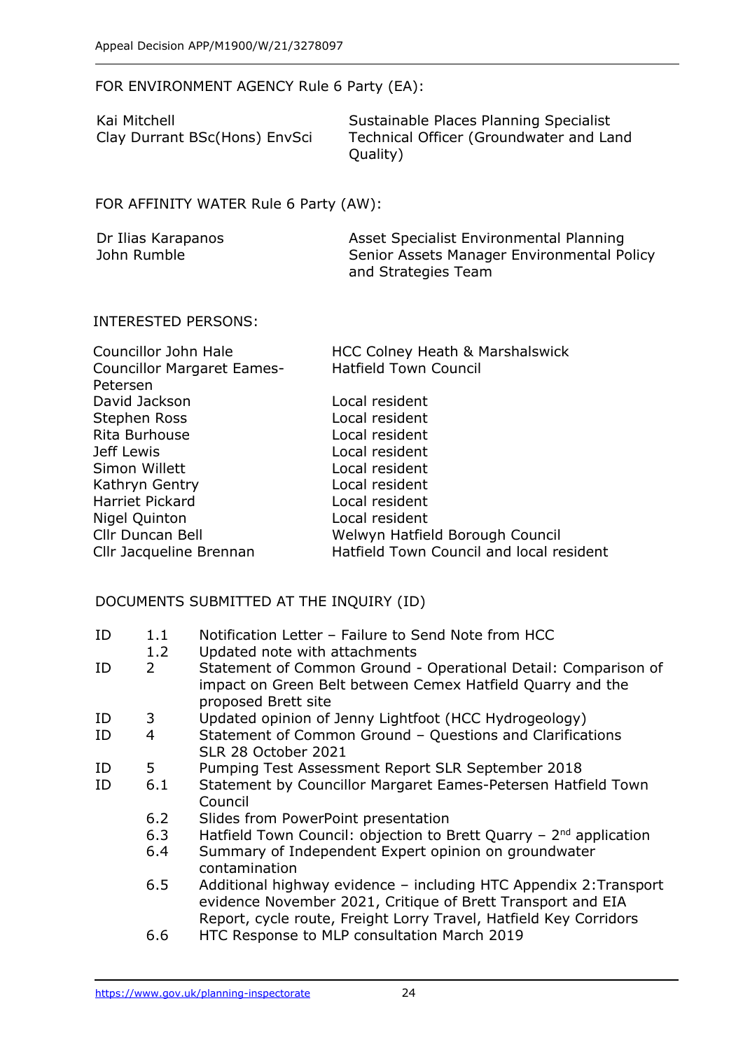FOR ENVIRONMENT AGENCY Rule 6 Party (EA):

| | |
|---|---|
| Kai Mitchell | Sustainable Places Planning Specialist |
| Clay Durrant BSc(Hons) EnvSci | Technical Officer (Groundwater and Land Quality) |

FOR AFFINITY WATER Rule 6 Party (AW):

| | |
|---|---|
| Dr Ilias Karapanos | Asset Specialist Environmental Planning |
| John Rumble | Senior Assets Manager Environmental Policy and Strategies Team |

INTERESTED PERSONS:

| | |
|---|---|
| Councillor John Hale | HCC Colney Heath & Marshalswick |
| Councillor Margaret Eames-Petersen | Hatfield Town Council |
| David Jackson | Local resident |
| Stephen Ross | Local resident |
| Rita Burhouse | Local resident |
| Jeff Lewis | Local resident |
| Simon Willett | Local resident |
| Kathryn Gentry | Local resident |
| Harriet Pickard | Local resident |
| Nigel Quinton | Local resident |
| Cllr Duncan Bell | Welwyn Hatfield Borough Council |
| Cllr Jacqueline Brennan | Hatfield Town Council and local resident |

DOCUMENTS SUBMITTED AT THE INQUIRY (ID)

| | | |
|---|---|---|
| ID | 1.1 | Notification Letter – Failure to Send Note from HCC |
| | 1.2 | Updated note with attachments |
| ID | 2 | Statement of Common Ground - Operational Detail: Comparison of impact on Green Belt between Cemex Hatfield Quarry and the proposed Brett site |
| ID | 3 | Updated opinion of Jenny Lightfoot (HCC Hydrogeology) |
| ID | 4 | Statement of Common Ground – Questions and Clarifications SLR 28 October 2021 |
| ID | 5 | Pumping Test Assessment Report SLR September 2018 |
| ID | 6.1 | Statement by Councillor Margaret Eames-Petersen Hatfield Town Council |
| | 6.2 | Slides from PowerPoint presentation |
| | 6.3 | Hatfield Town Council: objection to Brett Quarry – 2nd application |
| | 6.4 | Summary of Independent Expert opinion on groundwater contamination |
| | 6.5 | Additional highway evidence – including HTC Appendix 2:Transport evidence November 2021, Critique of Brett Transport and EIA Report, cycle route, Freight Lorry Travel, Hatfield Key Corridors |
| | 6.6 | HTC Response to MLP consultation March 2019 |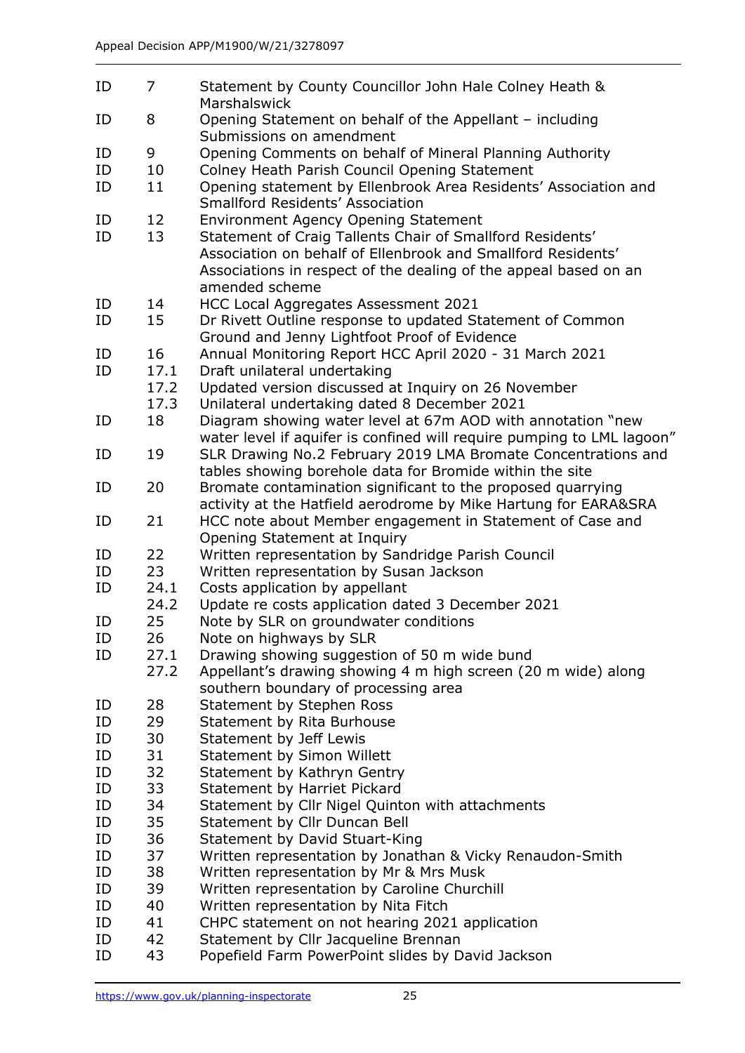| | | |
|---|---|---|
| ID | 7 | Statement by County Councillor John Hale Colney Heath & Marshalswick |
| ID | 8 | Opening Statement on behalf of the Appellant – including Submissions on amendment |
| ID | 9 | Opening Comments on behalf of Mineral Planning Authority |
| ID | 10 | Colney Heath Parish Council Opening Statement |
| ID | 11 | Opening statement by Ellenbrook Area Residents' Association and Smallford Residents' Association |
| ID | 12 | Environment Agency Opening Statement |
| ID | 13 | Statement of Craig Tallents Chair of Smallford Residents' Association on behalf of Ellenbrook and Smallford Residents' Associations in respect of the dealing of the appeal based on an amended scheme |
| ID | 14 | HCC Local Aggregates Assessment 2021 |
| ID | 15 | Dr Rivett Outline response to updated Statement of Common Ground and Jenny Lightfoot Proof of Evidence |
| ID | 16 | Annual Monitoring Report HCC April 2020 - 31 March 2021 |
| ID | 17.1 | Draft unilateral undertaking |
| | 17.2 | Updated version discussed at Inquiry on 26 November |
| | 17.3 | Unilateral undertaking dated 8 December 2021 |
| ID | 18 | Diagram showing water level at 67m AOD with annotation "new water level if aquifer is confined will require pumping to LML lagoon" |
| ID | 19 | SLR Drawing No.2 February 2019 LMA Bromate Concentrations and tables showing borehole data for Bromide within the site |
| ID | 20 | Bromate contamination significant to the proposed quarrying activity at the Hatfield aerodrome by Mike Hartung for EARA&SRA |
| ID | 21 | HCC note about Member engagement in Statement of Case and Opening Statement at Inquiry |
| ID | 22 | Written representation by Sandridge Parish Council |
| ID | 23 | Written representation by Susan Jackson |
| ID | 24.1 | Costs application by appellant |
| | 24.2 | Update re costs application dated 3 December 2021 |
| ID | 25 | Note by SLR on groundwater conditions |
| ID | 26 | Note on highways by SLR |
| ID | 27.1 | Drawing showing suggestion of 50 m wide bund |
| | 27.2 | Appellant's drawing showing 4 m high screen (20 m wide) along southern boundary of processing area |
| ID | 28 | Statement by Stephen Ross |
| ID | 29 | Statement by Rita Burhouse |
| ID | 30 | Statement by Jeff Lewis |
| ID | 31 | Statement by Simon Willett |
| ID | 32 | Statement by Kathryn Gentry |
| ID | 33 | Statement by Harriet Pickard |
| ID | 34 | Statement by Cllr Nigel Quinton with attachments |
| ID | 35 | Statement by Cllr Duncan Bell |
| ID | 36 | Statement by David Stuart-King |
| ID | 37 | Written representation by Jonathan & Vicky Renaudon-Smith |
| ID | 38 | Written representation by Mr & Mrs Musk |
| ID | 39 | Written representation by Caroline Churchill |
| ID | 40 | Written representation by Nita Fitch |
| ID | 41 | CHPC statement on not hearing 2021 application |
| ID | 42 | Statement by Cllr Jacqueline Brennan |
| ID | 43 | Popefield Farm PowerPoint slides by David Jackson |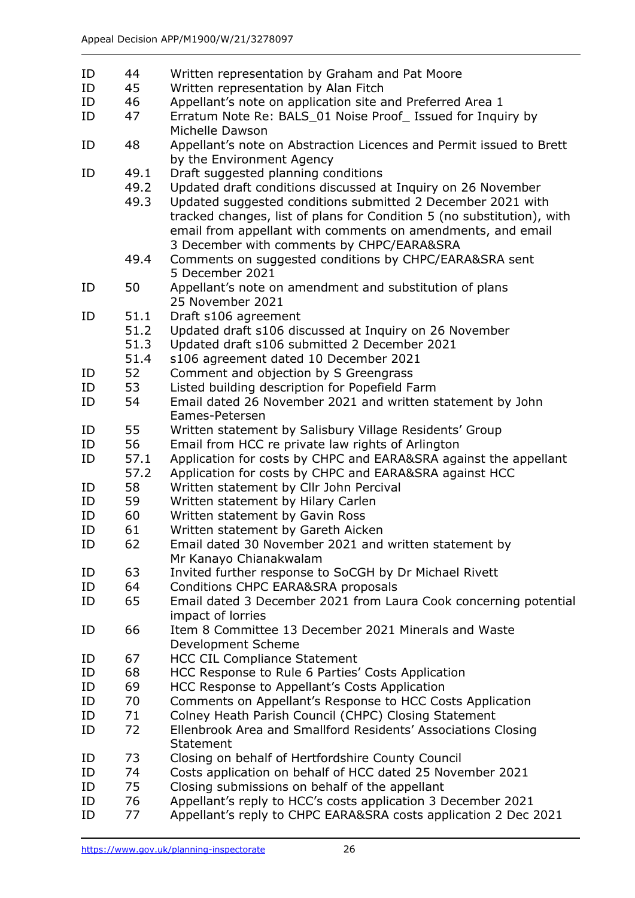| | | |
|---|---|---|
| ID | 44 | Written representation by Graham and Pat Moore |
| ID | 45 | Written representation by Alan Fitch |
| ID | 46 | Appellant's note on application site and Preferred Area 1 |
| ID | 47 | Erratum Note Re: BALS_01 Noise Proof_ Issued for Inquiry by Michelle Dawson |
| ID | 48 | Appellant's note on Abstraction Licences and Permit issued to Brett by the Environment Agency |
| ID | 49.1 | Draft suggested planning conditions |
| | 49.2 | Updated draft conditions discussed at Inquiry on 26 November |
| | 49.3 | Updated suggested conditions submitted 2 December 2021 with tracked changes, list of plans for Condition 5 (no substitution), with email from appellant with comments on amendments, and email 3 December with comments by CHPC/EARA&SRA |
| | 49.4 | Comments on suggested conditions by CHPC/EARA&SRA sent 5 December 2021 |
| ID | 50 | Appellant's note on amendment and substitution of plans 25 November 2021 |
| ID | 51.1 | Draft s106 agreement |
| | 51.2 | Updated draft s106 discussed at Inquiry on 26 November |
| | 51.3 | Updated draft s106 submitted 2 December 2021 |
| | 51.4 | s106 agreement dated 10 December 2021 |
| ID | 52 | Comment and objection by S Greengrass |
| ID | 53 | Listed building description for Popefield Farm |
| ID | 54 | Email dated 26 November 2021 and written statement by John Eames-Petersen |
| ID | 55 | Written statement by Salisbury Village Residents' Group |
| ID | 56 | Email from HCC re private law rights of Arlington |
| ID | 57.1 | Application for costs by CHPC and EARA&SRA against the appellant |
| | 57.2 | Application for costs by CHPC and EARA&SRA against HCC |
| ID | 58 | Written statement by Cllr John Percival |
| ID | 59 | Written statement by Hilary Carlen |
| ID | 60 | Written statement by Gavin Ross |
| ID | 61 | Written statement by Gareth Aicken |
| ID | 62 | Email dated 30 November 2021 and written statement by Mr Kanayo Chianakwalam |
| ID | 63 | Invited further response to SoCGH by Dr Michael Rivett |
| ID | 64 | Conditions CHPC EARA&SRA proposals |
| ID | 65 | Email dated 3 December 2021 from Laura Cook concerning potential impact of lorries |
| ID | 66 | Item 8 Committee 13 December 2021 Minerals and Waste Development Scheme |
| ID | 67 | HCC CIL Compliance Statement |
| ID | 68 | HCC Response to Rule 6 Parties' Costs Application |
| ID | 69 | HCC Response to Appellant's Costs Application |
| ID | 70 | Comments on Appellant's Response to HCC Costs Application |
| ID | 71 | Colney Heath Parish Council (CHPC) Closing Statement |
| ID | 72 | Ellenbrook Area and Smallford Residents' Associations Closing Statement |
| ID | 73 | Closing on behalf of Hertfordshire County Council |
| ID | 74 | Costs application on behalf of HCC dated 25 November 2021 |
| ID | 75 | Closing submissions on behalf of the appellant |
| ID | 76 | Appellant's reply to HCC's costs application 3 December 2021 |
| ID | 77 | Appellant's reply to CHPC EARA&SRA costs application 2 Dec 2021 |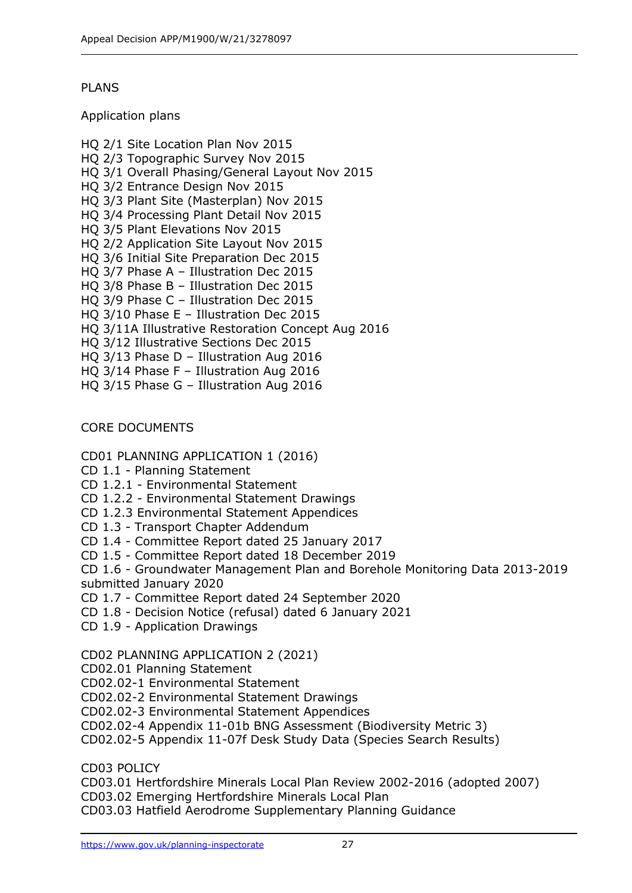PLANS

Application plans

HQ 2/1 Site Location Plan Nov 2015
HQ 2/3 Topographic Survey Nov 2015
HQ 3/1 Overall Phasing/General Layout Nov 2015
HQ 3/2 Entrance Design Nov 2015
HQ 3/3 Plant Site (Masterplan) Nov 2015
HQ 3/4 Processing Plant Detail Nov 2015
HQ 3/5 Plant Elevations Nov 2015
HQ 2/2 Application Site Layout Nov 2015
HQ 3/6 Initial Site Preparation Dec 2015
HQ 3/7 Phase A – Illustration Dec 2015
HQ 3/8 Phase B – Illustration Dec 2015
HQ 3/9 Phase C – Illustration Dec 2015
HQ 3/10 Phase E – Illustration Dec 2015
HQ 3/11A Illustrative Restoration Concept Aug 2016
HQ 3/12 Illustrative Sections Dec 2015
HQ 3/13 Phase D – Illustration Aug 2016
HQ 3/14 Phase F – Illustration Aug 2016
HQ 3/15 Phase G – Illustration Aug 2016

CORE DOCUMENTS

CD01 PLANNING APPLICATION 1 (2016)
CD 1.1 - Planning Statement
CD 1.2.1 - Environmental Statement
CD 1.2.2 - Environmental Statement Drawings
CD 1.2.3 Environmental Statement Appendices
CD 1.3 - Transport Chapter Addendum
CD 1.4 - Committee Report dated 25 January 2017
CD 1.5 - Committee Report dated 18 December 2019
CD 1.6 - Groundwater Management Plan and Borehole Monitoring Data 2013-2019 submitted January 2020
CD 1.7 - Committee Report dated 24 September 2020
CD 1.8 - Decision Notice (refusal) dated 6 January 2021
CD 1.9 - Application Drawings

CD02 PLANNING APPLICATION 2 (2021)
CD02.01 Planning Statement
CD02.02-1 Environmental Statement
CD02.02-2 Environmental Statement Drawings
CD02.02-3 Environmental Statement Appendices
CD02.02-4 Appendix 11-01b BNG Assessment (Biodiversity Metric 3)
CD02.02-5 Appendix 11-07f Desk Study Data (Species Search Results)

CD03 POLICY
CD03.01 Hertfordshire Minerals Local Plan Review 2002-2016 (adopted 2007)
CD03.02 Emerging Hertfordshire Minerals Local Plan
CD03.03 Hatfield Aerodrome Supplementary Planning Guidance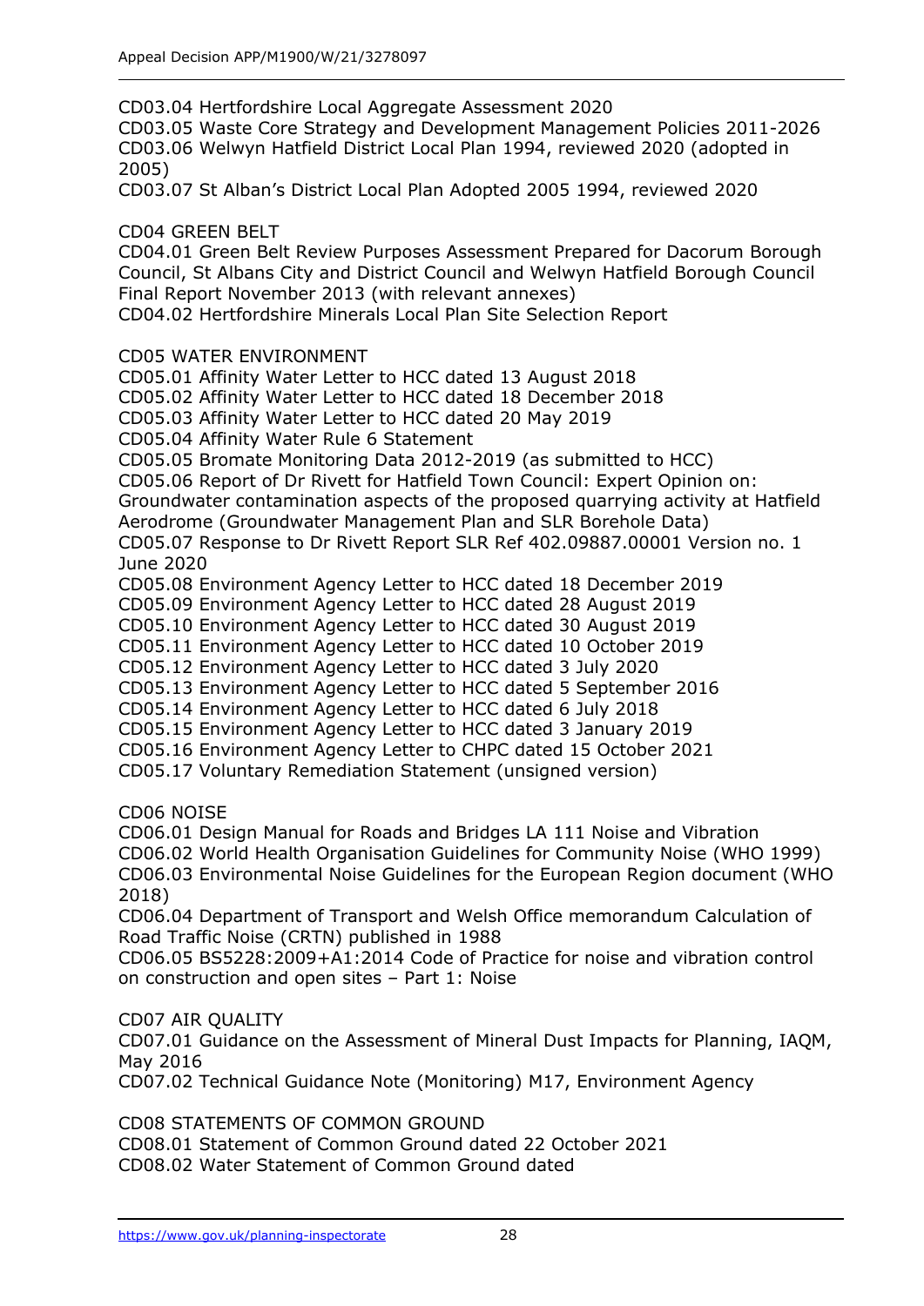CD03.04 Hertfordshire Local Aggregate Assessment 2020
CD03.05 Waste Core Strategy and Development Management Policies 2011-2026
CD03.06 Welwyn Hatfield District Local Plan 1994, reviewed 2020 (adopted in 2005)
CD03.07 St Alban's District Local Plan Adopted 2005 1994, reviewed 2020

CD04 GREEN BELT
CD04.01 Green Belt Review Purposes Assessment Prepared for Dacorum Borough Council, St Albans City and District Council and Welwyn Hatfield Borough Council Final Report November 2013 (with relevant annexes)
CD04.02 Hertfordshire Minerals Local Plan Site Selection Report

CD05 WATER ENVIRONMENT
CD05.01 Affinity Water Letter to HCC dated 13 August 2018
CD05.02 Affinity Water Letter to HCC dated 18 December 2018
CD05.03 Affinity Water Letter to HCC dated 20 May 2019
CD05.04 Affinity Water Rule 6 Statement
CD05.05 Bromate Monitoring Data 2012-2019 (as submitted to HCC)
CD05.06 Report of Dr Rivett for Hatfield Town Council: Expert Opinion on: Groundwater contamination aspects of the proposed quarrying activity at Hatfield Aerodrome (Groundwater Management Plan and SLR Borehole Data)
CD05.07 Response to Dr Rivett Report SLR Ref 402.09887.00001 Version no. 1 June 2020
CD05.08 Environment Agency Letter to HCC dated 18 December 2019
CD05.09 Environment Agency Letter to HCC dated 28 August 2019
CD05.10 Environment Agency Letter to HCC dated 30 August 2019
CD05.11 Environment Agency Letter to HCC dated 10 October 2019
CD05.12 Environment Agency Letter to HCC dated 3 July 2020
CD05.13 Environment Agency Letter to HCC dated 5 September 2016
CD05.14 Environment Agency Letter to HCC dated 6 July 2018
CD05.15 Environment Agency Letter to HCC dated 3 January 2019
CD05.16 Environment Agency Letter to CHPC dated 15 October 2021
CD05.17 Voluntary Remediation Statement (unsigned version)

CD06 NOISE
CD06.01 Design Manual for Roads and Bridges LA 111 Noise and Vibration
CD06.02 World Health Organisation Guidelines for Community Noise (WHO 1999)
CD06.03 Environmental Noise Guidelines for the European Region document (WHO 2018)
CD06.04 Department of Transport and Welsh Office memorandum Calculation of Road Traffic Noise (CRTN) published in 1988
CD06.05 BS5228:2009+A1:2014 Code of Practice for noise and vibration control on construction and open sites – Part 1: Noise

CD07 AIR QUALITY
CD07.01 Guidance on the Assessment of Mineral Dust Impacts for Planning, IAQM, May 2016
CD07.02 Technical Guidance Note (Monitoring) M17, Environment Agency

CD08 STATEMENTS OF COMMON GROUND
CD08.01 Statement of Common Ground dated 22 October 2021
CD08.02 Water Statement of Common Ground dated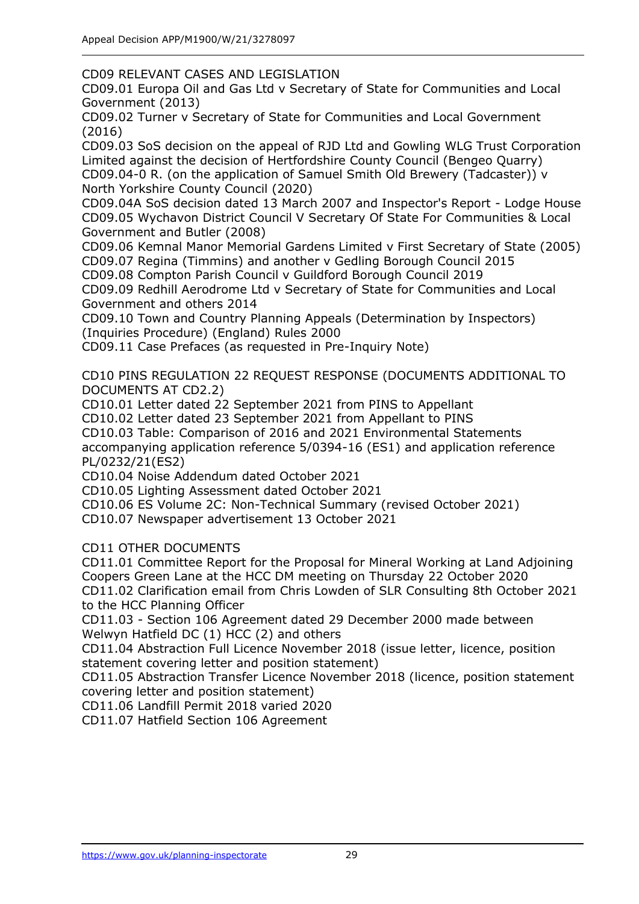CD09 RELEVANT CASES AND LEGISLATION

CD09.01 Europa Oil and Gas Ltd v Secretary of State for Communities and Local Government (2013)

CD09.02 Turner v Secretary of State for Communities and Local Government (2016)

CD09.03 SoS decision on the appeal of RJD Ltd and Gowling WLG Trust Corporation Limited against the decision of Hertfordshire County Council (Bengeo Quarry)

CD09.04-0 R. (on the application of Samuel Smith Old Brewery (Tadcaster)) v North Yorkshire County Council (2020)

CD09.04A SoS decision dated 13 March 2007 and Inspector's Report - Lodge House

CD09.05 Wychavon District Council V Secretary Of State For Communities & Local Government and Butler (2008)

CD09.06 Kemnal Manor Memorial Gardens Limited v First Secretary of State (2005)

CD09.07 Regina (Timmins) and another v Gedling Borough Council 2015

CD09.08 Compton Parish Council v Guildford Borough Council 2019

CD09.09 Redhill Aerodrome Ltd v Secretary of State for Communities and Local Government and others 2014

CD09.10 Town and Country Planning Appeals (Determination by Inspectors) (Inquiries Procedure) (England) Rules 2000

CD09.11 Case Prefaces (as requested in Pre-Inquiry Note)

CD10 PINS REGULATION 22 REQUEST RESPONSE (DOCUMENTS ADDITIONAL TO DOCUMENTS AT CD2.2)

CD10.01 Letter dated 22 September 2021 from PINS to Appellant

CD10.02 Letter dated 23 September 2021 from Appellant to PINS

CD10.03 Table: Comparison of 2016 and 2021 Environmental Statements accompanying application reference 5/0394-16 (ES1) and application reference PL/0232/21(ES2)

CD10.04 Noise Addendum dated October 2021

CD10.05 Lighting Assessment dated October 2021

CD10.06 ES Volume 2C: Non-Technical Summary (revised October 2021)

CD10.07 Newspaper advertisement 13 October 2021

CD11 OTHER DOCUMENTS

CD11.01 Committee Report for the Proposal for Mineral Working at Land Adjoining Coopers Green Lane at the HCC DM meeting on Thursday 22 October 2020

CD11.02 Clarification email from Chris Lowden of SLR Consulting 8th October 2021 to the HCC Planning Officer

CD11.03 - Section 106 Agreement dated 29 December 2000 made between Welwyn Hatfield DC (1) HCC (2) and others

CD11.04 Abstraction Full Licence November 2018 (issue letter, licence, position statement covering letter and position statement)

CD11.05 Abstraction Transfer Licence November 2018 (licence, position statement covering letter and position statement)

CD11.06 Landfill Permit 2018 varied 2020

CD11.07 Hatfield Section 106 Agreement